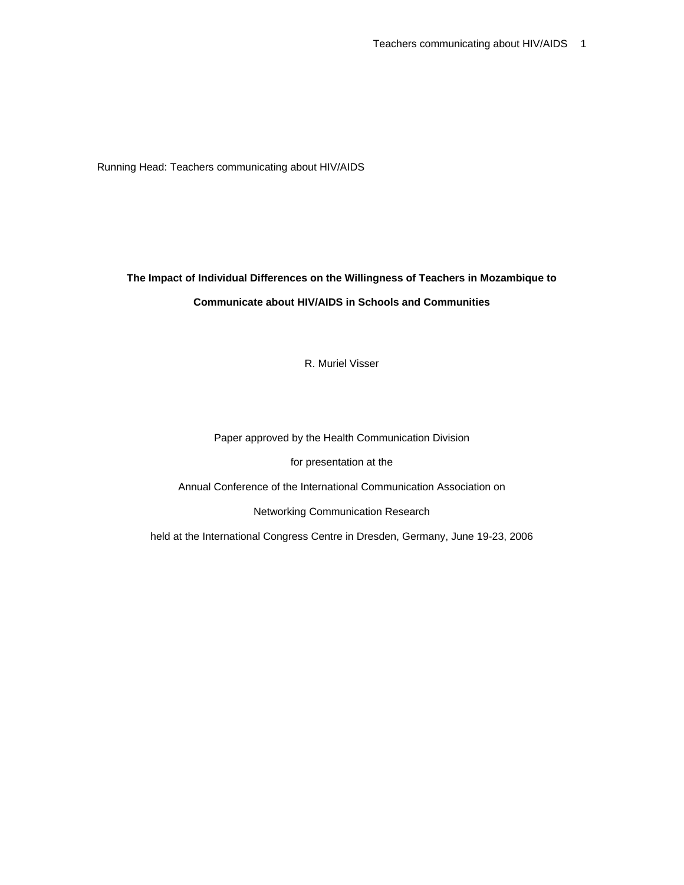Running Head: Teachers communicating about HIV/AIDS

# The Impact of Individual Differences on the Willingness of Teachers in Mozambique to Communicate about HIV/AIDS in Schools and Communities

R. Muriel Visser

Paper approved by the Health Communication Division

for presentation at the

Annual Conference of the International Communication Association on

Networking Communication Research

held at the International Congress Centre in Dresden, Germany, June 19-23, 2006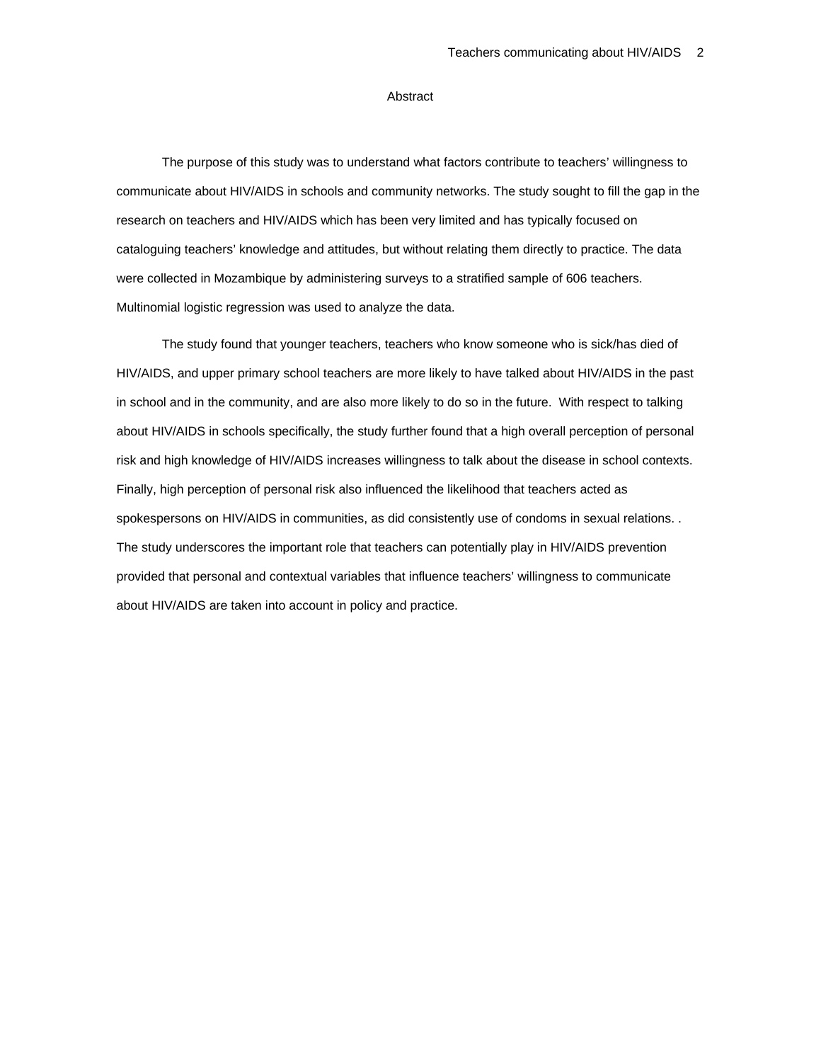# Abstract

The purpose of this study was to understand what factors contribute to teachers' willingness to communicate about HIV/AIDS in schools and community networks. The study sought to fill the gap in the research on teachers and HIV/AIDS which has been very limited and has typically focused on cataloguing teachers' knowledge and attitudes, but without relating them directly to practice. The data were collected in Mozambique by administering surveys to a stratified sample of 606 teachers. Multinomial logistic regression was used to analyze the data.

The study found that younger teachers, teachers who know someone who is sick/has died of HIV/AIDS, and upper primary school teachers are more likely to have talked about HIV/AIDS in the past in school and in the community, and are also more likely to do so in the future. With respect to talking about HIV/AIDS in schools specifically, the study further found that a high overall perception of personal risk and high knowledge of HIV/AIDS increases willingness to talk about the disease in school contexts. Finally, high perception of personal risk also influenced the likelihood that teachers acted as spokespersons on HIV/AIDS in communities, as did consistently use of condoms in sexual relations. . The study underscores the important role that teachers can potentially play in HIV/AIDS prevention provided that personal and contextual variables that influence teachers' willingness to communicate about HIV/AIDS are taken into account in policy and practice.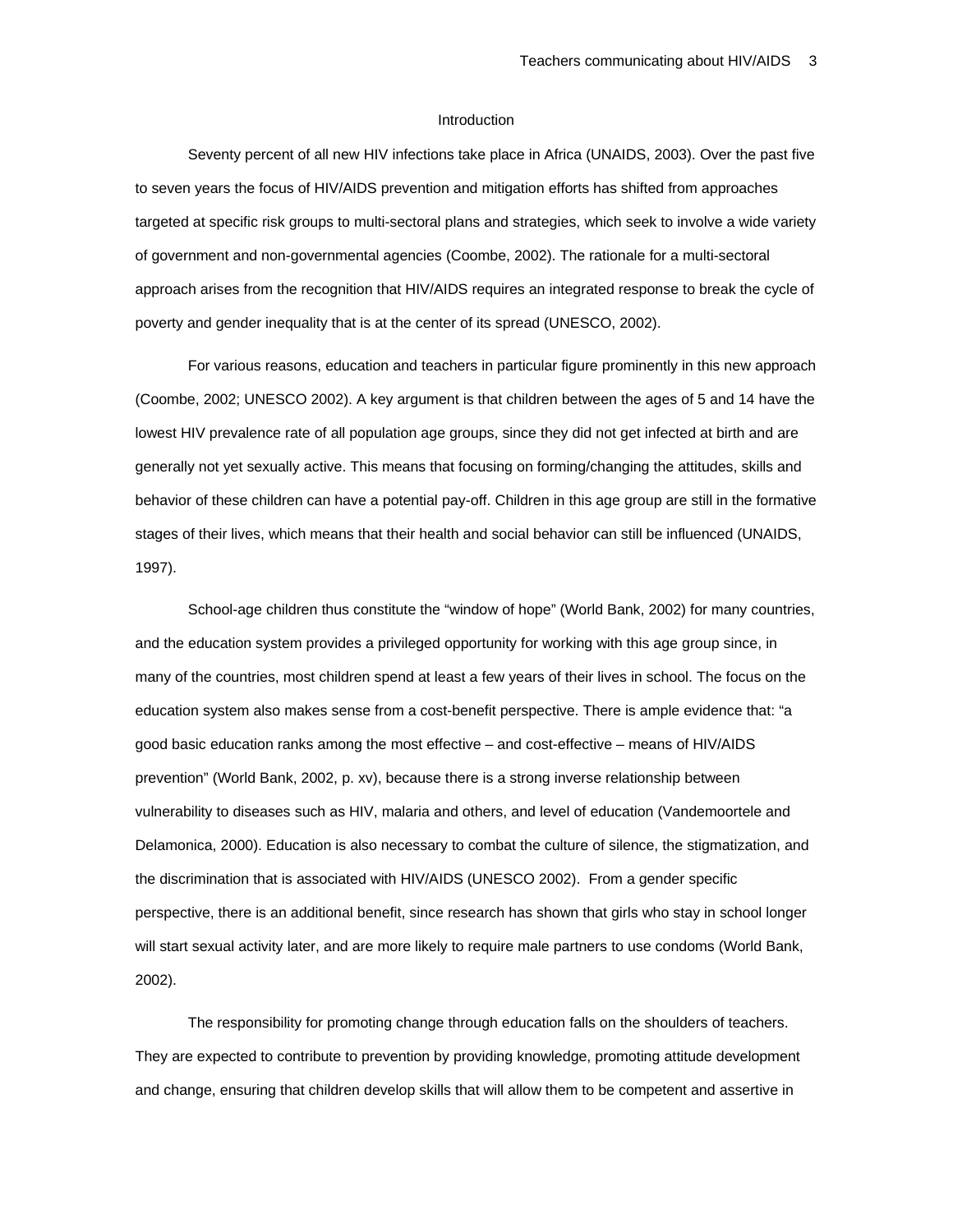## Introduction

Seventy percent of all new HIV infections take place in Africa (UNAIDS, 2003). Over the past five to seven years the focus of HIV/AIDS prevention and mitigation efforts has shifted from approaches targeted at specific risk groups to multi-sectoral plans and strategies, which seek to involve a wide variety of government and non-governmental agencies (Coombe, 2002). The rationale for a multi-sectoral approach arises from the recognition that HIV/AIDS requires an integrated response to break the cycle of poverty and gender inequality that is at the center of its spread (UNESCO, 2002).

For various reasons, education and teachers in particular figure prominently in this new approach (Coombe, 2002; UNESCO 2002). A key argument is that children between the ages of 5 and 14 have the lowest HIV prevalence rate of all population age groups, since they did not get infected at birth and are generally not yet sexually active. This means that focusing on forming/changing the attitudes, skills and behavior of these children can have a potential pay-off. Children in this age group are still in the formative stages of their lives, which means that their health and social behavior can still be influenced (UNAIDS, 1997).

School-age children thus constitute the "window of hope" (World Bank, 2002) for many countries, and the education system provides a privileged opportunity for working with this age group since, in many of the countries, most children spend at least a few years of their lives in school. The focus on the education system also makes sense from a cost-benefit perspective. There is ample evidence that: "a good basic education ranks among the most effective – and cost-effective – means of HIV/AIDS prevention" (World Bank, 2002, p. xv), because there is a strong inverse relationship between vulnerability to diseases such as HIV, malaria and others, and level of education (Vandemoortele and Delamonica, 2000). Education is also necessary to combat the culture of silence, the stigmatization, and the discrimination that is associated with HIV/AIDS (UNESCO 2002). From a gender specific perspective, there is an additional benefit, since research has shown that girls who stay in school longer will start sexual activity later, and are more likely to require male partners to use condoms (World Bank, 2002).

The responsibility for promoting change through education falls on the shoulders of teachers. They are expected to contribute to prevention by providing knowledge, promoting attitude development and change, ensuring that children develop skills that will allow them to be competent and assertive in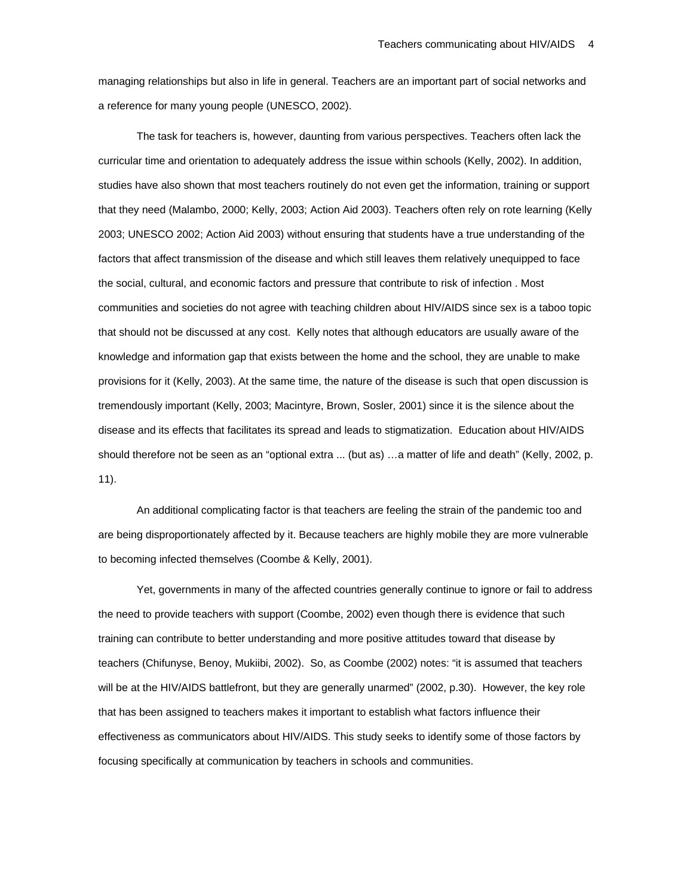managing relationships but also in life in general. Teachers are an important part of social networks and a reference for many young people (UNESCO, 2002).

The task for teachers is, however, daunting from various perspectives. Teachers often lack the curricular time and orientation to adequately address the issue within schools (Kelly, 2002). In addition, studies have also shown that most teachers routinely do not even get the information, training or support that they need (Malambo, 2000; Kelly, 2003; Action Aid 2003). Teachers often rely on rote learning (Kelly 2003; UNESCO 2002; Action Aid 2003) without ensuring that students have a true understanding of the factors that affect transmission of the disease and which still leaves them relatively unequipped to face the social, cultural, and economic factors and pressure that contribute to risk of infection . Most communities and societies do not agree with teaching children about HIV/AIDS since sex is a taboo topic that should not be discussed at any cost. Kelly notes that although educators are usually aware of the knowledge and information gap that exists between the home and the school, they are unable to make provisions for it (Kelly, 2003). At the same time, the nature of the disease is such that open discussion is tremendously important (Kelly, 2003; Macintyre, Brown, Sosler, 2001) since it is the silence about the disease and its effects that facilitates its spread and leads to stigmatization. Education about HIV/AIDS should therefore not be seen as an "optional extra ... (but as) …a matter of life and death" (Kelly, 2002, p. 11).

An additional complicating factor is that teachers are feeling the strain of the pandemic too and are being disproportionately affected by it. Because teachers are highly mobile they are more vulnerable to becoming infected themselves (Coombe & Kelly, 2001).

Yet, governments in many of the affected countries generally continue to ignore or fail to address the need to provide teachers with support (Coombe, 2002) even though there is evidence that such training can contribute to better understanding and more positive attitudes toward that disease by teachers (Chifunyse, Benoy, Mukiibi, 2002). So, as Coombe (2002) notes: "it is assumed that teachers will be at the HIV/AIDS battlefront, but they are generally unarmed" (2002, p.30). However, the key role that has been assigned to teachers makes it important to establish what factors influence their effectiveness as communicators about HIV/AIDS. This study seeks to identify some of those factors by focusing specifically at communication by teachers in schools and communities.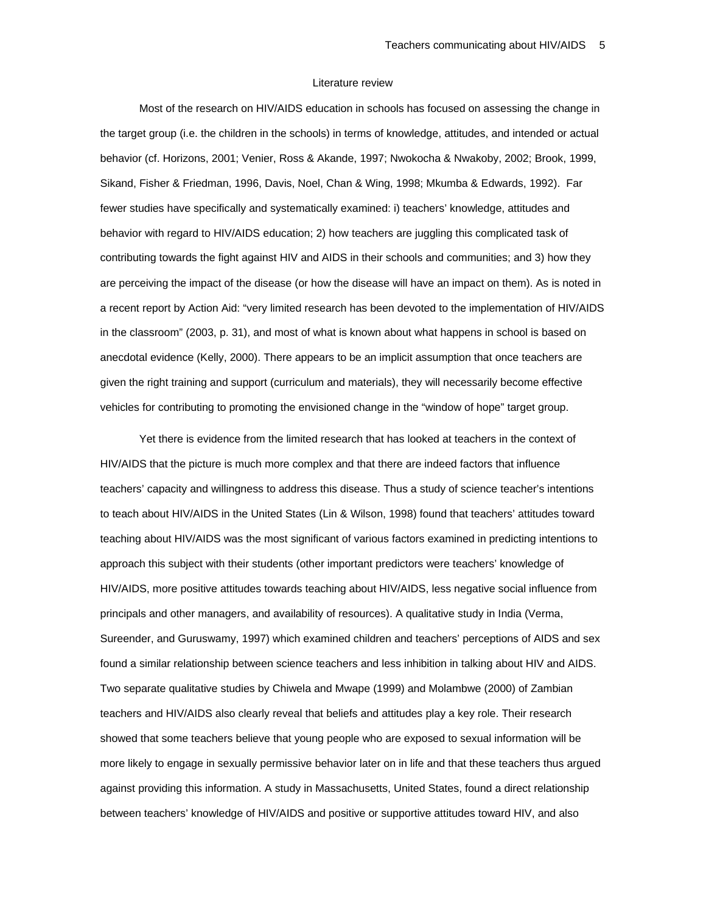## Literature review

Most of the research on HIV/AIDS education in schools has focused on assessing the change in the target group (i.e. the children in the schools) in terms of knowledge, attitudes, and intended or actual behavior (cf. Horizons, 2001; Venier, Ross & Akande, 1997; Nwokocha & Nwakoby, 2002; Brook, 1999, Sikand, Fisher & Friedman, 1996, Davis, Noel, Chan & Wing, 1998; Mkumba & Edwards, 1992). Far fewer studies have specifically and systematically examined: i) teachers' knowledge, attitudes and behavior with regard to HIV/AIDS education; 2) how teachers are juggling this complicated task of contributing towards the fight against HIV and AIDS in their schools and communities; and 3) how they are perceiving the impact of the disease (or how the disease will have an impact on them). As is noted in a recent report by Action Aid: "very limited research has been devoted to the implementation of HIV/AIDS in the classroom" (2003, p. 31), and most of what is known about what happens in school is based on anecdotal evidence (Kelly, 2000). There appears to be an implicit assumption that once teachers are given the right training and support (curriculum and materials), they will necessarily become effective vehicles for contributing to promoting the envisioned change in the "window of hope" target group.

Yet there is evidence from the limited research that has looked at teachers in the context of HIV/AIDS that the picture is much more complex and that there are indeed factors that influence teachers' capacity and willingness to address this disease. Thus a study of science teacher's intentions to teach about HIV/AIDS in the United States (Lin & Wilson, 1998) found that teachers' attitudes toward teaching about HIV/AIDS was the most significant of various factors examined in predicting intentions to approach this subject with their students (other important predictors were teachers' knowledge of HIV/AIDS, more positive attitudes towards teaching about HIV/AIDS, less negative social influence from principals and other managers, and availability of resources). A qualitative study in India (Verma, Sureender, and Guruswamy, 1997) which examined children and teachers' perceptions of AIDS and sex found a similar relationship between science teachers and less inhibition in talking about HIV and AIDS. Two separate qualitative studies by Chiwela and Mwape (1999) and Molambwe (2000) of Zambian teachers and HIV/AIDS also clearly reveal that beliefs and attitudes play a key role. Their research showed that some teachers believe that young people who are exposed to sexual information will be more likely to engage in sexually permissive behavior later on in life and that these teachers thus argued against providing this information. A study in Massachusetts, United States, found a direct relationship between teachers' knowledge of HIV/AIDS and positive or supportive attitudes toward HIV, and also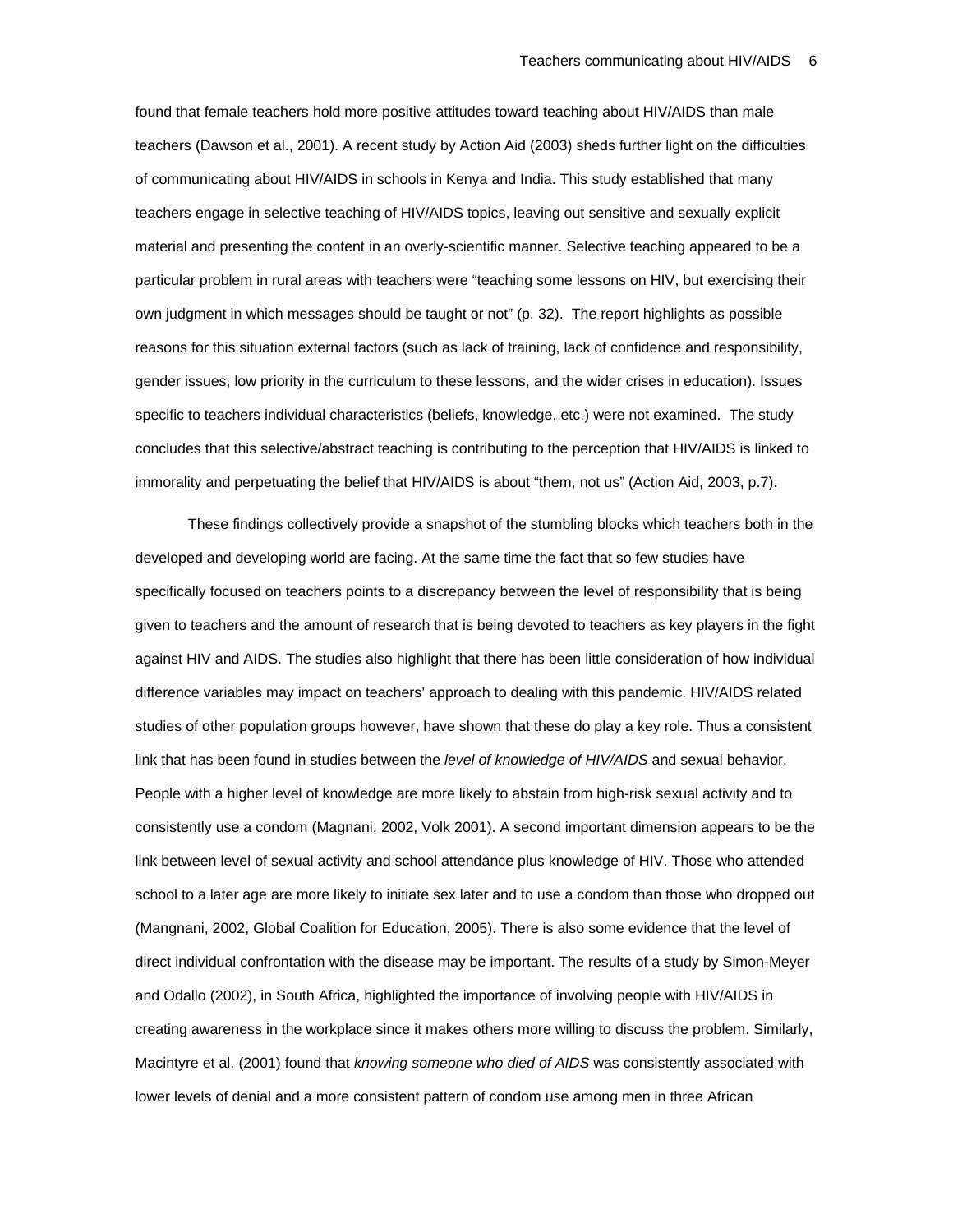found that female teachers hold more positive attitudes toward teaching about HIV/AIDS than male teachers (Dawson et al., 2001). A recent study by Action Aid (2003) sheds further light on the difficulties of communicating about HIV/AIDS in schools in Kenya and India. This study established that many teachers engage in selective teaching of HIV/AIDS topics, leaving out sensitive and sexually explicit material and presenting the content in an overly-scientific manner. Selective teaching appeared to be a particular problem in rural areas with teachers were "teaching some lessons on HIV, but exercising their own judgment in which messages should be taught or not" (p. 32). The report highlights as possible reasons for this situation external factors (such as lack of training, lack of confidence and responsibility, gender issues, low priority in the curriculum to these lessons, and the wider crises in education). Issues specific to teachers individual characteristics (beliefs, knowledge, etc.) were not examined. The study concludes that this selective/abstract teaching is contributing to the perception that HIV/AIDS is linked to immorality and perpetuating the belief that HIV/AIDS is about "them, not us" (Action Aid, 2003, p.7).

These findings collectively provide a snapshot of the stumbling blocks which teachers both in the developed and developing world are facing. At the same time the fact that so few studies have specifically focused on teachers points to a discrepancy between the level of responsibility that is being given to teachers and the amount of research that is being devoted to teachers as key players in the fight against HIV and AIDS. The studies also highlight that there has been little consideration of how individual difference variables may impact on teachers' approach to dealing with this pandemic. HIV/AIDS related studies of other population groups however, have shown that these do play a key role. Thus a consistent link that has been found in studies between the *level of knowledge of HIV/AIDS* and sexual behavior. People with a higher level of knowledge are more likely to abstain from high-risk sexual activity and to consistently use a condom (Magnani, 2002, Volk 2001). A second important dimension appears to be the link between level of sexual activity and school attendance plus knowledge of HIV. Those who attended school to a later age are more likely to initiate sex later and to use a condom than those who dropped out (Mangnani, 2002, Global Coalition for Education, 2005). There is also some evidence that the level of direct individual confrontation with the disease may be important. The results of a study by Simon-Meyer and Odallo (2002), in South Africa, highlighted the importance of involving people with HIV/AIDS in creating awareness in the workplace since it makes others more willing to discuss the problem. Similarly, Macintyre et al. (2001) found that *knowing someone who died of AIDS* was consistently associated with lower levels of denial and a more consistent pattern of condom use among men in three African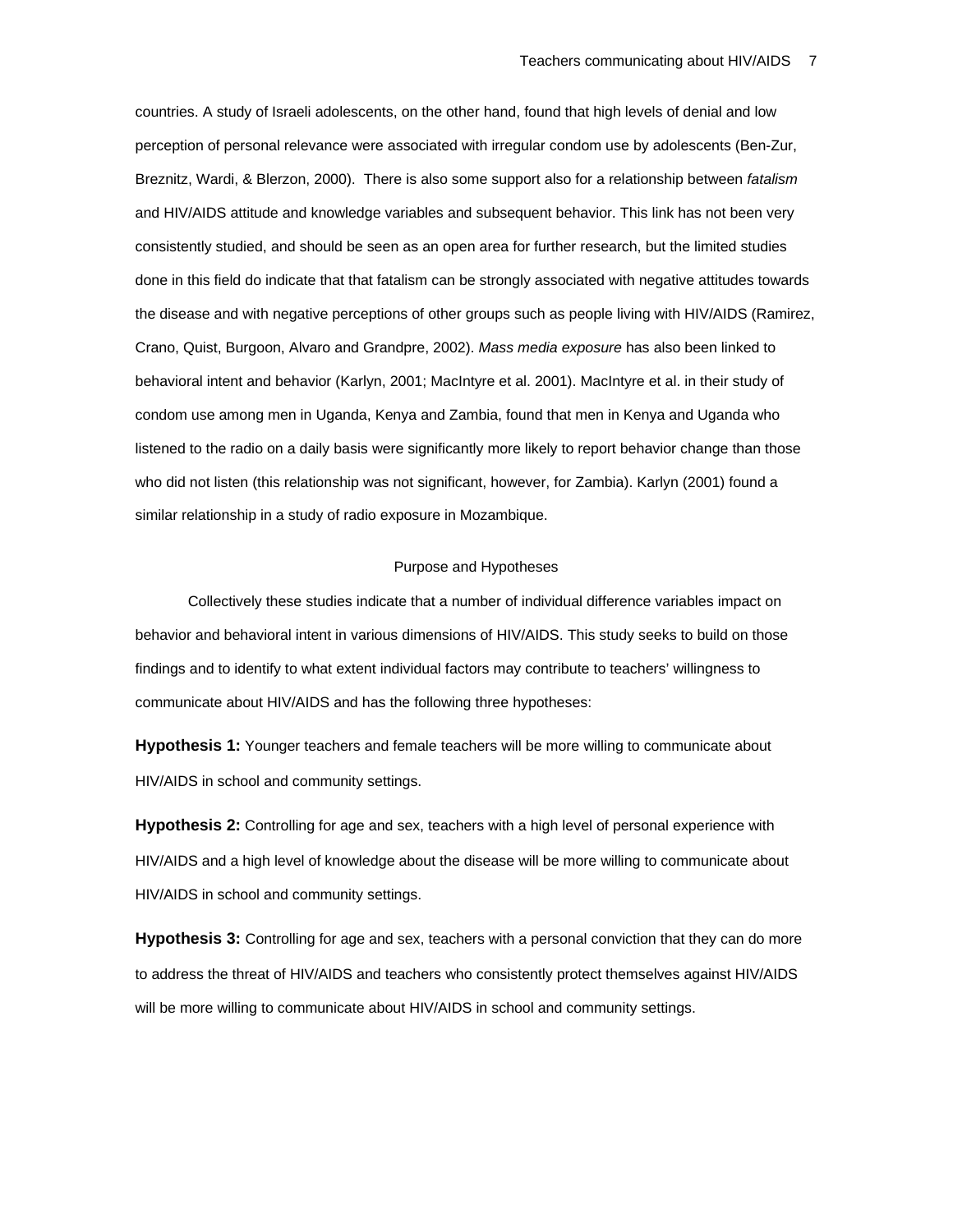countries. A study of Israeli adolescents, on the other hand, found that high levels of denial and low perception of personal relevance were associated with irregular condom use by adolescents (Ben-Zur, Breznitz, Wardi, & Blerzon, 2000). There is also some support also for a relationship between *fatalism* and HIV/AIDS attitude and knowledge variables and subsequent behavior. This link has not been very consistently studied, and should be seen as an open area for further research, but the limited studies done in this field do indicate that that fatalism can be strongly associated with negative attitudes towards the disease and with negative perceptions of other groups such as people living with HIV/AIDS (Ramirez, Crano, Quist, Burgoon, Alvaro and Grandpre, 2002). *Mass media exposure* has also been linked to behavioral intent and behavior (Karlyn, 2001; MacIntyre et al. 2001). MacIntyre et al. in their study of condom use among men in Uganda, Kenya and Zambia, found that men in Kenya and Uganda who listened to the radio on a daily basis were significantly more likely to report behavior change than those who did not listen (this relationship was not significant, however, for Zambia). Karlyn (2001) found a similar relationship in a study of radio exposure in Mozambique.

## Purpose and Hypotheses

Collectively these studies indicate that a number of individual difference variables impact on behavior and behavioral intent in various dimensions of HIV/AIDS. This study seeks to build on those findings and to identify to what extent individual factors may contribute to teachers' willingness to communicate about HIV/AIDS and has the following three hypotheses:

**Hypothesis 1:** Younger teachers and female teachers will be more willing to communicate about HIV/AIDS in school and community settings.

**Hypothesis 2:** Controlling for age and sex, teachers with a high level of personal experience with HIV/AIDS and a high level of knowledge about the disease will be more willing to communicate about HIV/AIDS in school and community settings.

**Hypothesis 3:** Controlling for age and sex, teachers with a personal conviction that they can do more to address the threat of HIV/AIDS and teachers who consistently protect themselves against HIV/AIDS will be more willing to communicate about HIV/AIDS in school and community settings.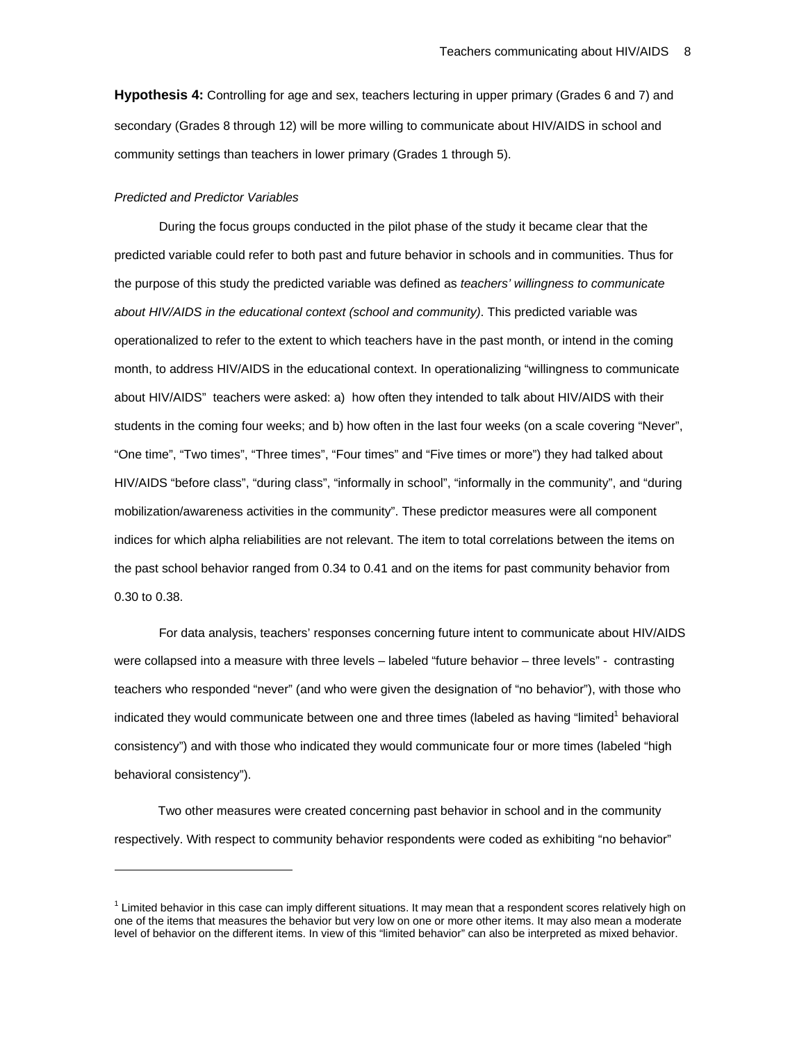**Hypothesis 4:** Controlling for age and sex, teachers lecturing in upper primary (Grades 6 and 7) and secondary (Grades 8 through 12) will be more willing to communicate about HIV/AIDS in school and community settings than teachers in lower primary (Grades 1 through 5).

*Predicted and Predictor Variables*

During the focus groups conducted in the pilot phase of the study it became clear that the predicted variable could refer to both past and future behavior in schools and in communities. Thus for the purpose of this study the predicted variable was defined as *teachers' willingness to communicate about HIV/AIDS in the educational context (school and community)*. This predicted variable was operationalized to refer to the extent to which teachers have in the past month, or intend in the coming month, to address HIV/AIDS in the educational context. In operationalizing "willingness to communicate about HIV/AIDS" teachers were asked: a) how often they intended to talk about HIV/AIDS with their students in the coming four weeks; and b) how often in the last four weeks (on a scale covering "Never", "One time", "Two times", "Three times", "Four times" and "Five times or more") they had talked about HIV/AIDS "before class", "during class", "informally in school", "informally in the community", and "during mobilization/awareness activities in the community". These predictor measures were all component indices for which alpha reliabilities are not relevant. The item to total correlations between the items on the past school behavior ranged from 0.34 to 0.41 and on the items for past community behavior from 0.30 to 0.38.

For data analysis, teachers' responses concerning future intent to communicate about HIV/AIDS were collapsed into a measure with three levels – labeled "future behavior – three levels" - contrasting teachers who responded "never" (and who were given the designation of "no behavior"), with those who indicated they would communicate between one and three times (labeled as having "limited[1] behavioral consistency") and with those who indicated they would communicate four or more times (labeled "high behavioral consistency").

Two other measures were created concerning past behavior in school and in the community respectively. With respect to community behavior respondents were coded as exhibiting "no behavior"

---

[1] Limited behavior in this case can imply different situations. It may mean that a respondent scores relatively high on one of the items that measures the behavior but very low on one or more other items. It may also mean a moderate level of behavior on the different items. In view of this "limited behavior" can also be interpreted as mixed behavior.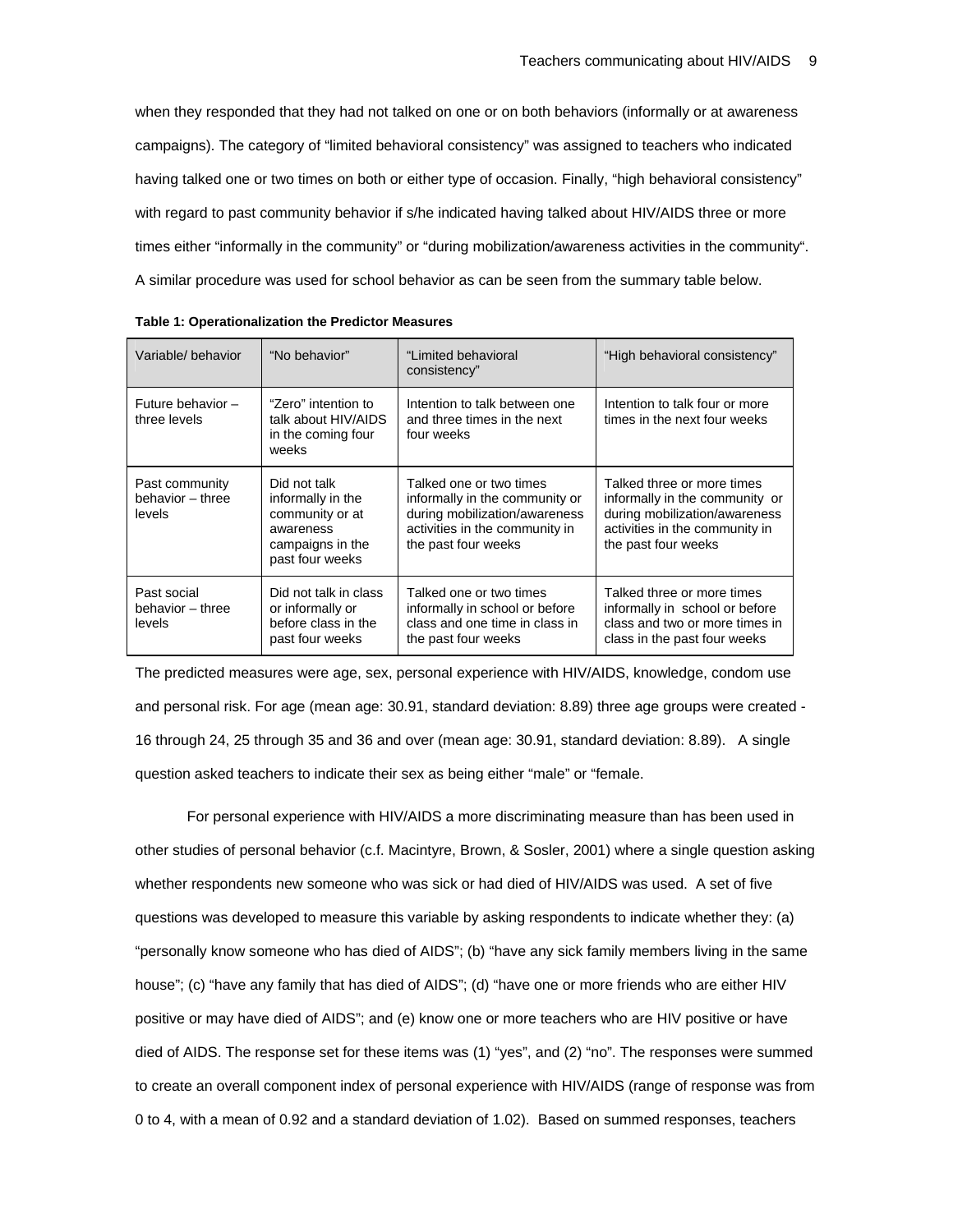when they responded that they had not talked on one or on both behaviors (informally or at awareness campaigns). The category of "limited behavioral consistency" was assigned to teachers who indicated having talked one or two times on both or either type of occasion. Finally, "high behavioral consistency" with regard to past community behavior if s/he indicated having talked about HIV/AIDS three or more times either "informally in the community" or "during mobilization/awareness activities in the community". A similar procedure was used for school behavior as can be seen from the summary table below.

**Table 1: Operationalization the Predictor Measures**

| Variable/ behavior | "No behavior" | "Limited behavioral consistency" | "High behavioral consistency" |
|---|---|---|---|
| Future behavior – three levels | "Zero" intention to talk about HIV/AIDS in the coming four weeks | Intention to talk between one and three times in the next four weeks | Intention to talk four or more times in the next four weeks |
| Past community behavior – three levels | Did not talk informally in the community or at awareness campaigns in the past four weeks | Talked one or two times informally in the community or during mobilization/awareness activities in the community in the past four weeks | Talked three or more times informally in the community or during mobilization/awareness activities in the community in the past four weeks |
| Past social behavior – three levels | Did not talk in class or informally or before class in the past four weeks | Talked one or two times informally in school or before class and one time in class in the past four weeks | Talked three or more times informally in school or before class and two or more times in class in the past four weeks |

The predicted measures were age, sex, personal experience with HIV/AIDS, knowledge, condom use and personal risk. For age (mean age: 30.91, standard deviation: 8.89) three age groups were created - 16 through 24, 25 through 35 and 36 and over (mean age: 30.91, standard deviation: 8.89). A single question asked teachers to indicate their sex as being either "male" or "female.

For personal experience with HIV/AIDS a more discriminating measure than has been used in other studies of personal behavior (c.f. Macintyre, Brown, & Sosler, 2001) where a single question asking whether respondents new someone who was sick or had died of HIV/AIDS was used. A set of five questions was developed to measure this variable by asking respondents to indicate whether they: (a) "personally know someone who has died of AIDS"; (b) "have any sick family members living in the same house"; (c) "have any family that has died of AIDS"; (d) "have one or more friends who are either HIV positive or may have died of AIDS"; and (e) know one or more teachers who are HIV positive or have died of AIDS. The response set for these items was (1) "yes", and (2) "no". The responses were summed to create an overall component index of personal experience with HIV/AIDS (range of response was from 0 to 4, with a mean of 0.92 and a standard deviation of 1.02). Based on summed responses, teachers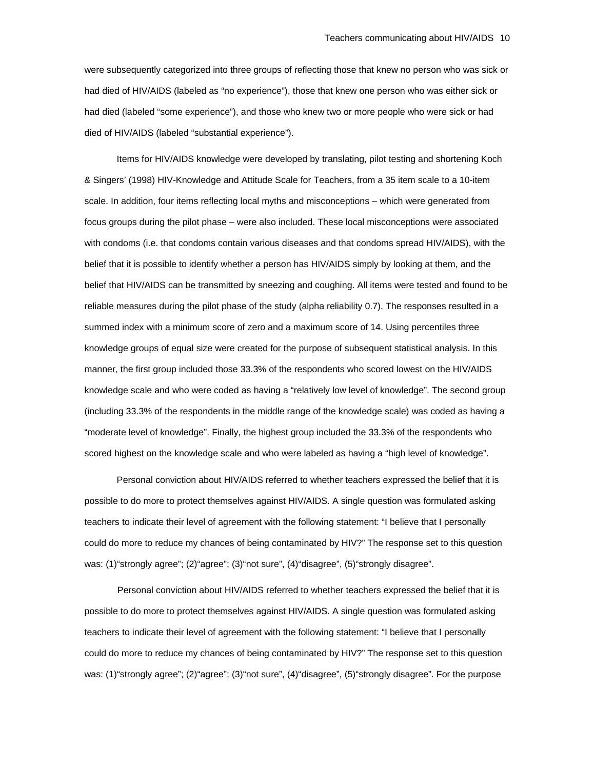were subsequently categorized into three groups of reflecting those that knew no person who was sick or had died of HIV/AIDS (labeled as “no experience”), those that knew one person who was either sick or had died (labeled “some experience”), and those who knew two or more people who were sick or had died of HIV/AIDS (labeled “substantial experience”).

Items for HIV/AIDS knowledge were developed by translating, pilot testing and shortening Koch & Singers’ (1998) HIV-Knowledge and Attitude Scale for Teachers, from a 35 item scale to a 10-item scale. In addition, four items reflecting local myths and misconceptions – which were generated from focus groups during the pilot phase – were also included. These local misconceptions were associated with condoms (i.e. that condoms contain various diseases and that condoms spread HIV/AIDS), with the belief that it is possible to identify whether a person has HIV/AIDS simply by looking at them, and the belief that HIV/AIDS can be transmitted by sneezing and coughing. All items were tested and found to be reliable measures during the pilot phase of the study (alpha reliability 0.7). The responses resulted in a summed index with a minimum score of zero and a maximum score of 14. Using percentiles three knowledge groups of equal size were created for the purpose of subsequent statistical analysis. In this manner, the first group included those 33.3% of the respondents who scored lowest on the HIV/AIDS knowledge scale and who were coded as having a “relatively low level of knowledge”. The second group (including 33.3% of the respondents in the middle range of the knowledge scale) was coded as having a “moderate level of knowledge”. Finally, the highest group included the 33.3% of the respondents who scored highest on the knowledge scale and who were labeled as having a “high level of knowledge”.

Personal conviction about HIV/AIDS referred to whether teachers expressed the belief that it is possible to do more to protect themselves against HIV/AIDS. A single question was formulated asking teachers to indicate their level of agreement with the following statement: “I believe that I personally could do more to reduce my chances of being contaminated by HIV?” The response set to this question was: (1)“strongly agree”; (2)“agree”; (3)“not sure”, (4)“disagree”, (5)“strongly disagree”.

Personal conviction about HIV/AIDS referred to whether teachers expressed the belief that it is possible to do more to protect themselves against HIV/AIDS. A single question was formulated asking teachers to indicate their level of agreement with the following statement: “I believe that I personally could do more to reduce my chances of being contaminated by HIV?” The response set to this question was: (1)“strongly agree”; (2)“agree”; (3)“not sure”, (4)“disagree”, (5)“strongly disagree”. For the purpose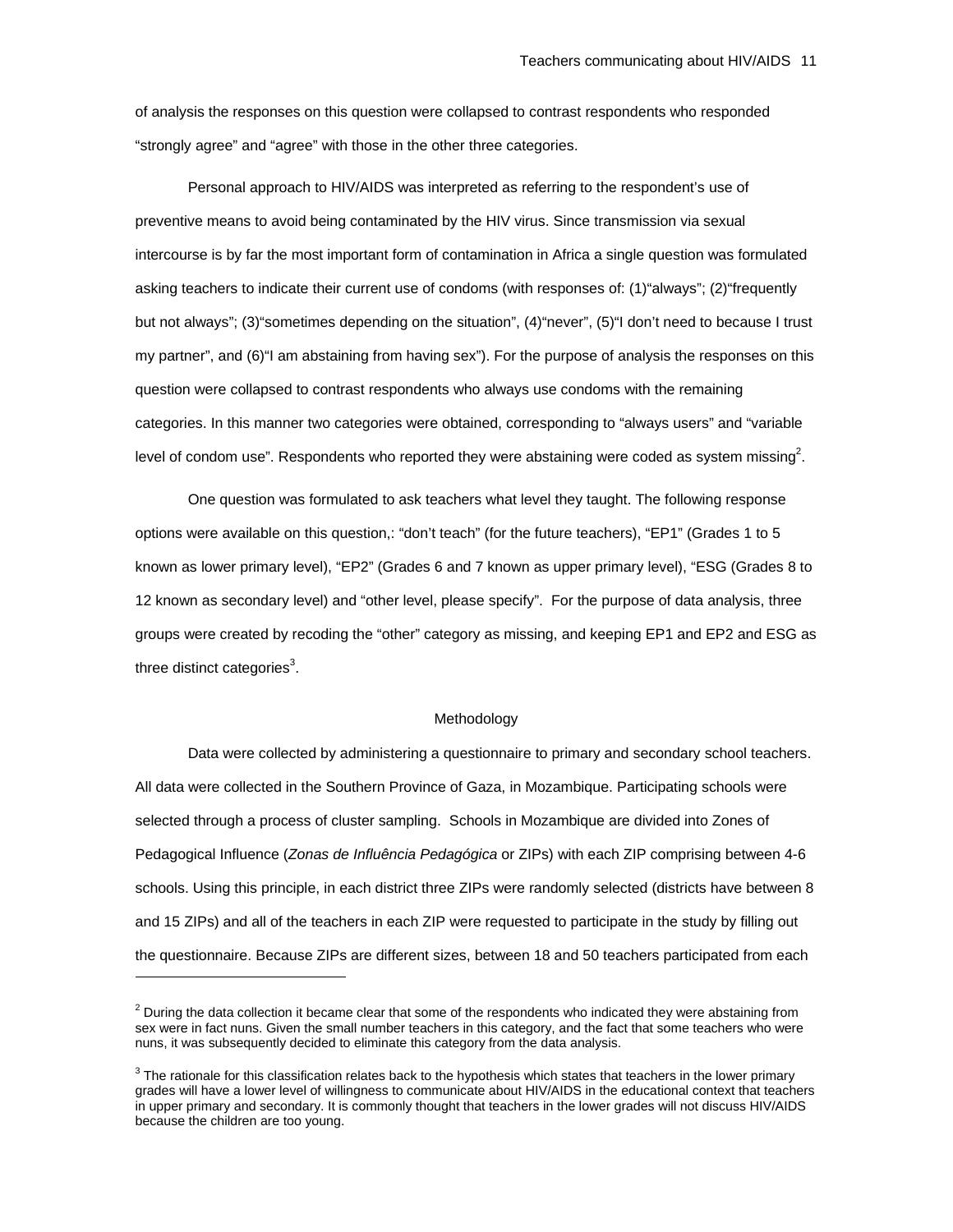of analysis the responses on this question were collapsed to contrast respondents who responded "strongly agree" and "agree" with those in the other three categories.

Personal approach to HIV/AIDS was interpreted as referring to the respondent's use of preventive means to avoid being contaminated by the HIV virus. Since transmission via sexual intercourse is by far the most important form of contamination in Africa a single question was formulated asking teachers to indicate their current use of condoms (with responses of: (1)"always"; (2)"frequently but not always"; (3)"sometimes depending on the situation", (4)"never", (5)"I don't need to because I trust my partner", and (6)"I am abstaining from having sex"). For the purpose of analysis the responses on this question were collapsed to contrast respondents who always use condoms with the remaining categories. In this manner two categories were obtained, corresponding to "always users" and "variable level of condom use". Respondents who reported they were abstaining were coded as system missing[2].

One question was formulated to ask teachers what level they taught. The following response options were available on this question,: "don't teach" (for the future teachers), "EP1" (Grades 1 to 5 known as lower primary level), "EP2" (Grades 6 and 7 known as upper primary level), "ESG (Grades 8 to 12 known as secondary level) and "other level, please specify". For the purpose of data analysis, three groups were created by recoding the "other" category as missing, and keeping EP1 and EP2 and ESG as three distinct categories[3].

## Methodology

Data were collected by administering a questionnaire to primary and secondary school teachers. All data were collected in the Southern Province of Gaza, in Mozambique. Participating schools were selected through a process of cluster sampling. Schools in Mozambique are divided into Zones of Pedagogical Influence (*Zonas de Influência Pedagógica* or ZIPs) with each ZIP comprising between 4-6 schools. Using this principle, in each district three ZIPs were randomly selected (districts have between 8 and 15 ZIPs) and all of the teachers in each ZIP were requested to participate in the study by filling out the questionnaire. Because ZIPs are different sizes, between 18 and 50 teachers participated from each

---

[2] During the data collection it became clear that some of the respondents who indicated they were abstaining from sex were in fact nuns. Given the small number teachers in this category, and the fact that some teachers who were nuns, it was subsequently decided to eliminate this category from the data analysis.

[3] The rationale for this classification relates back to the hypothesis which states that teachers in the lower primary grades will have a lower level of willingness to communicate about HIV/AIDS in the educational context that teachers in upper primary and secondary. It is commonly thought that teachers in the lower grades will not discuss HIV/AIDS because the children are too young.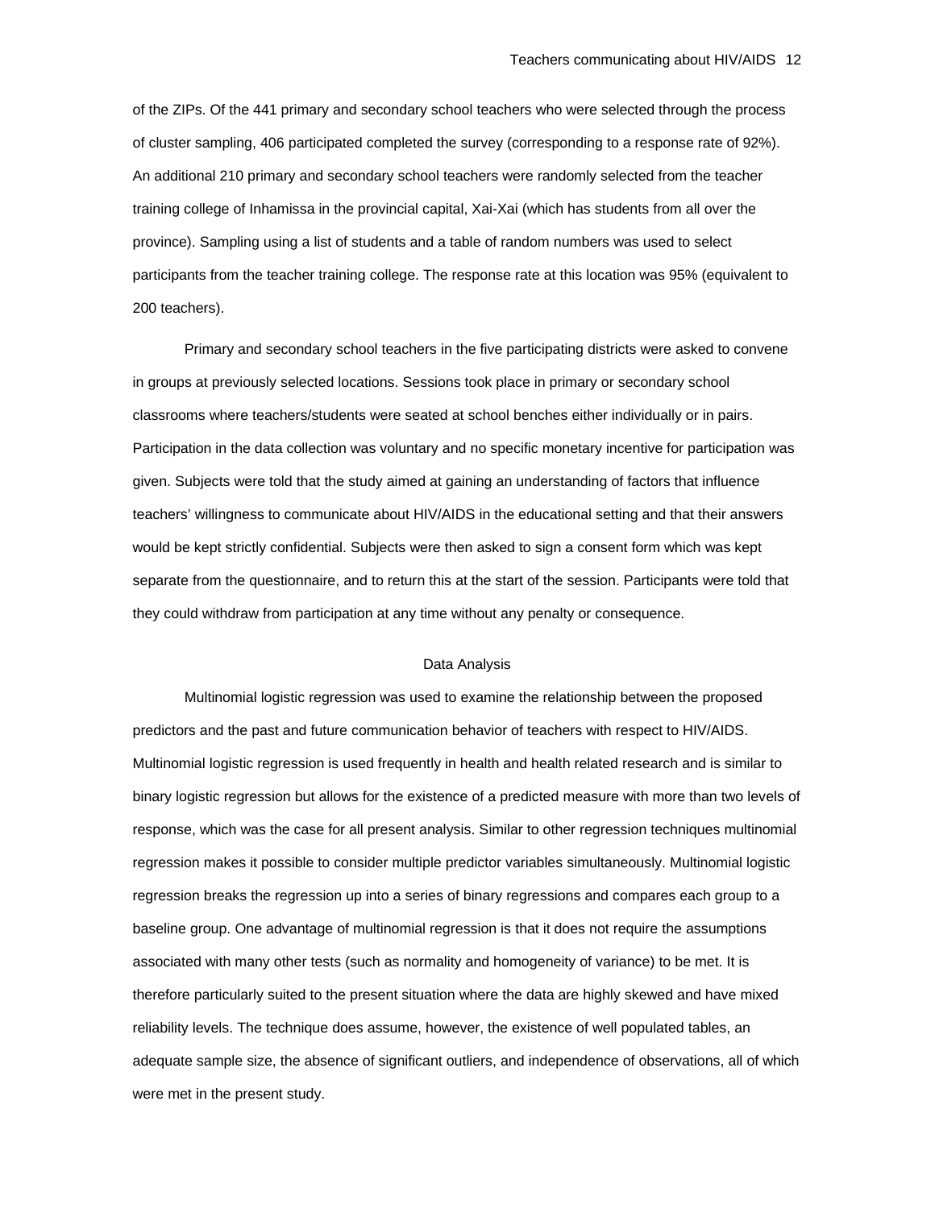of the ZIPs. Of the 441 primary and secondary school teachers who were selected through the process of cluster sampling, 406 participated completed the survey (corresponding to a response rate of 92%). An additional 210 primary and secondary school teachers were randomly selected from the teacher training college of Inhamissa in the provincial capital, Xai-Xai (which has students from all over the province). Sampling using a list of students and a table of random numbers was used to select participants from the teacher training college. The response rate at this location was 95% (equivalent to 200 teachers).

Primary and secondary school teachers in the five participating districts were asked to convene in groups at previously selected locations. Sessions took place in primary or secondary school classrooms where teachers/students were seated at school benches either individually or in pairs. Participation in the data collection was voluntary and no specific monetary incentive for participation was given. Subjects were told that the study aimed at gaining an understanding of factors that influence teachers' willingness to communicate about HIV/AIDS in the educational setting and that their answers would be kept strictly confidential. Subjects were then asked to sign a consent form which was kept separate from the questionnaire, and to return this at the start of the session. Participants were told that they could withdraw from participation at any time without any penalty or consequence.

## Data Analysis

Multinomial logistic regression was used to examine the relationship between the proposed predictors and the past and future communication behavior of teachers with respect to HIV/AIDS. Multinomial logistic regression is used frequently in health and health related research and is similar to binary logistic regression but allows for the existence of a predicted measure with more than two levels of response, which was the case for all present analysis. Similar to other regression techniques multinomial regression makes it possible to consider multiple predictor variables simultaneously. Multinomial logistic regression breaks the regression up into a series of binary regressions and compares each group to a baseline group. One advantage of multinomial regression is that it does not require the assumptions associated with many other tests (such as normality and homogeneity of variance) to be met. It is therefore particularly suited to the present situation where the data are highly skewed and have mixed reliability levels. The technique does assume, however, the existence of well populated tables, an adequate sample size, the absence of significant outliers, and independence of observations, all of which were met in the present study.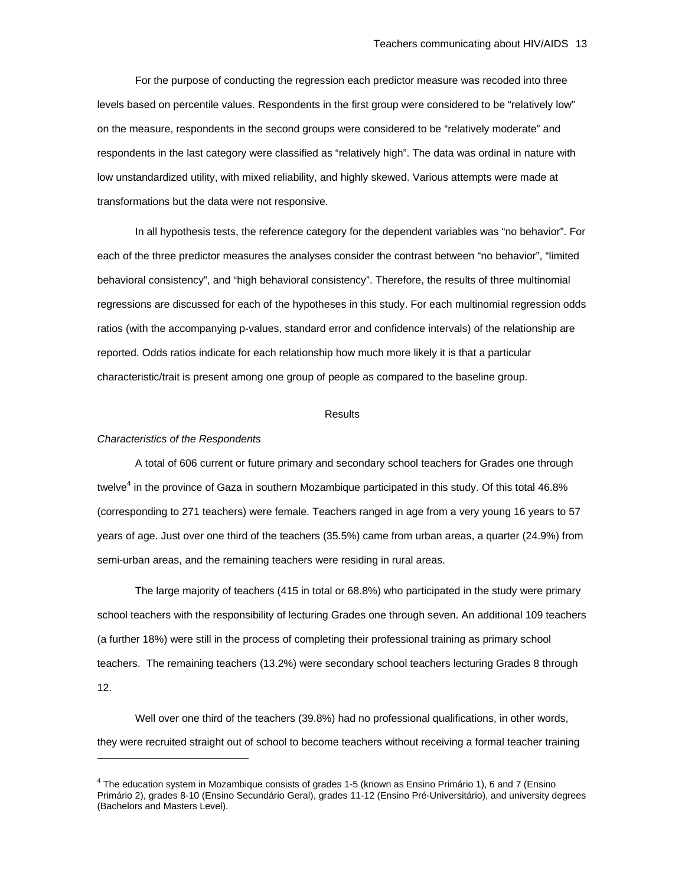For the purpose of conducting the regression each predictor measure was recoded into three levels based on percentile values. Respondents in the first group were considered to be "relatively low" on the measure, respondents in the second groups were considered to be "relatively moderate" and respondents in the last category were classified as "relatively high". The data was ordinal in nature with low unstandardized utility, with mixed reliability, and highly skewed. Various attempts were made at transformations but the data were not responsive.

In all hypothesis tests, the reference category for the dependent variables was "no behavior". For each of the three predictor measures the analyses consider the contrast between "no behavior", "limited behavioral consistency", and "high behavioral consistency". Therefore, the results of three multinomial regressions are discussed for each of the hypotheses in this study. For each multinomial regression odds ratios (with the accompanying p-values, standard error and confidence intervals) of the relationship are reported. Odds ratios indicate for each relationship how much more likely it is that a particular characteristic/trait is present among one group of people as compared to the baseline group.

## Results

### *Characteristics of the Respondents*

A total of 606 current or future primary and secondary school teachers for Grades one through twelve[4] in the province of Gaza in southern Mozambique participated in this study. Of this total 46.8% (corresponding to 271 teachers) were female. Teachers ranged in age from a very young 16 years to 57 years of age. Just over one third of the teachers (35.5%) came from urban areas, a quarter (24.9%) from semi-urban areas, and the remaining teachers were residing in rural areas.

The large majority of teachers (415 in total or 68.8%) who participated in the study were primary school teachers with the responsibility of lecturing Grades one through seven. An additional 109 teachers (a further 18%) were still in the process of completing their professional training as primary school teachers. The remaining teachers (13.2%) were secondary school teachers lecturing Grades 8 through 12.

Well over one third of the teachers (39.8%) had no professional qualifications, in other words, they were recruited straight out of school to become teachers without receiving a formal teacher training

---

[4] The education system in Mozambique consists of grades 1-5 (known as Ensino Primário 1), 6 and 7 (Ensino Primário 2), grades 8-10 (Ensino Secundário Geral), grades 11-12 (Ensino Pré-Universitário), and university degrees (Bachelors and Masters Level).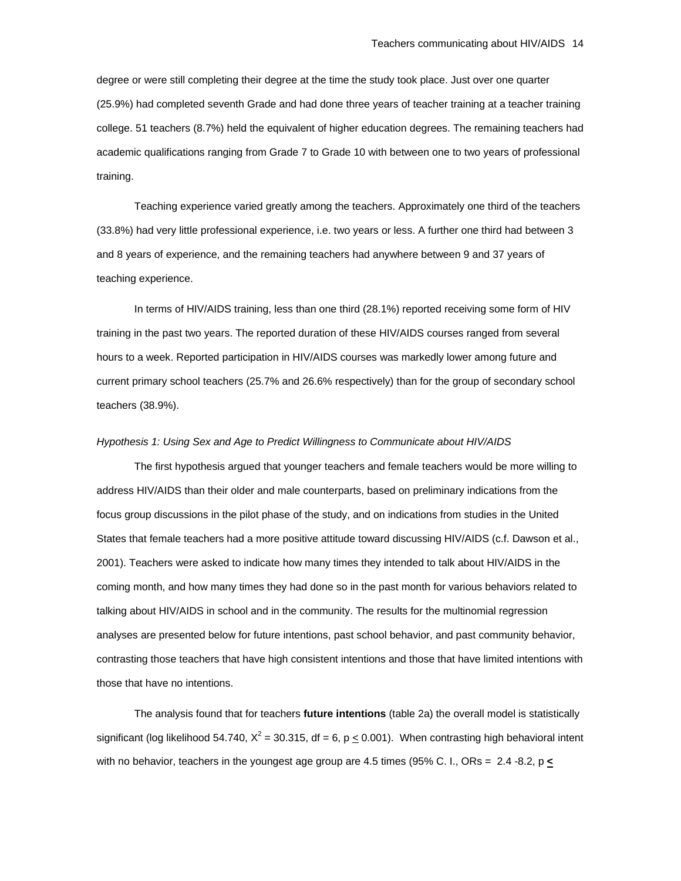degree or were still completing their degree at the time the study took place. Just over one quarter (25.9%) had completed seventh Grade and had done three years of teacher training at a teacher training college. 51 teachers (8.7%) held the equivalent of higher education degrees. The remaining teachers had academic qualifications ranging from Grade 7 to Grade 10 with between one to two years of professional training.

Teaching experience varied greatly among the teachers. Approximately one third of the teachers (33.8%) had very little professional experience, i.e. two years or less. A further one third had between 3 and 8 years of experience, and the remaining teachers had anywhere between 9 and 37 years of teaching experience.

In terms of HIV/AIDS training, less than one third (28.1%) reported receiving some form of HIV training in the past two years. The reported duration of these HIV/AIDS courses ranged from several hours to a week. Reported participation in HIV/AIDS courses was markedly lower among future and current primary school teachers (25.7% and 26.6% respectively) than for the group of secondary school teachers (38.9%).

*Hypothesis 1: Using Sex and Age to Predict Willingness to Communicate about HIV/AIDS*

The first hypothesis argued that younger teachers and female teachers would be more willing to address HIV/AIDS than their older and male counterparts, based on preliminary indications from the focus group discussions in the pilot phase of the study, and on indications from studies in the United States that female teachers had a more positive attitude toward discussing HIV/AIDS (c.f. Dawson et al., 2001). Teachers were asked to indicate how many times they intended to talk about HIV/AIDS in the coming month, and how many times they had done so in the past month for various behaviors related to talking about HIV/AIDS in school and in the community. The results for the multinomial regression analyses are presented below for future intentions, past school behavior, and past community behavior, contrasting those teachers that have high consistent intentions and those that have limited intentions with those that have no intentions.

The analysis found that for teachers **future intentions** (table 2a) the overall model is statistically significant (log likelihood 54.740, $X^2 = 30.315$, df = 6, $p \leq 0.001$). When contrasting high behavioral intent with no behavior, teachers in the youngest age group are 4.5 times (95% C. I., ORs = 2.4 -8.2, p **≤**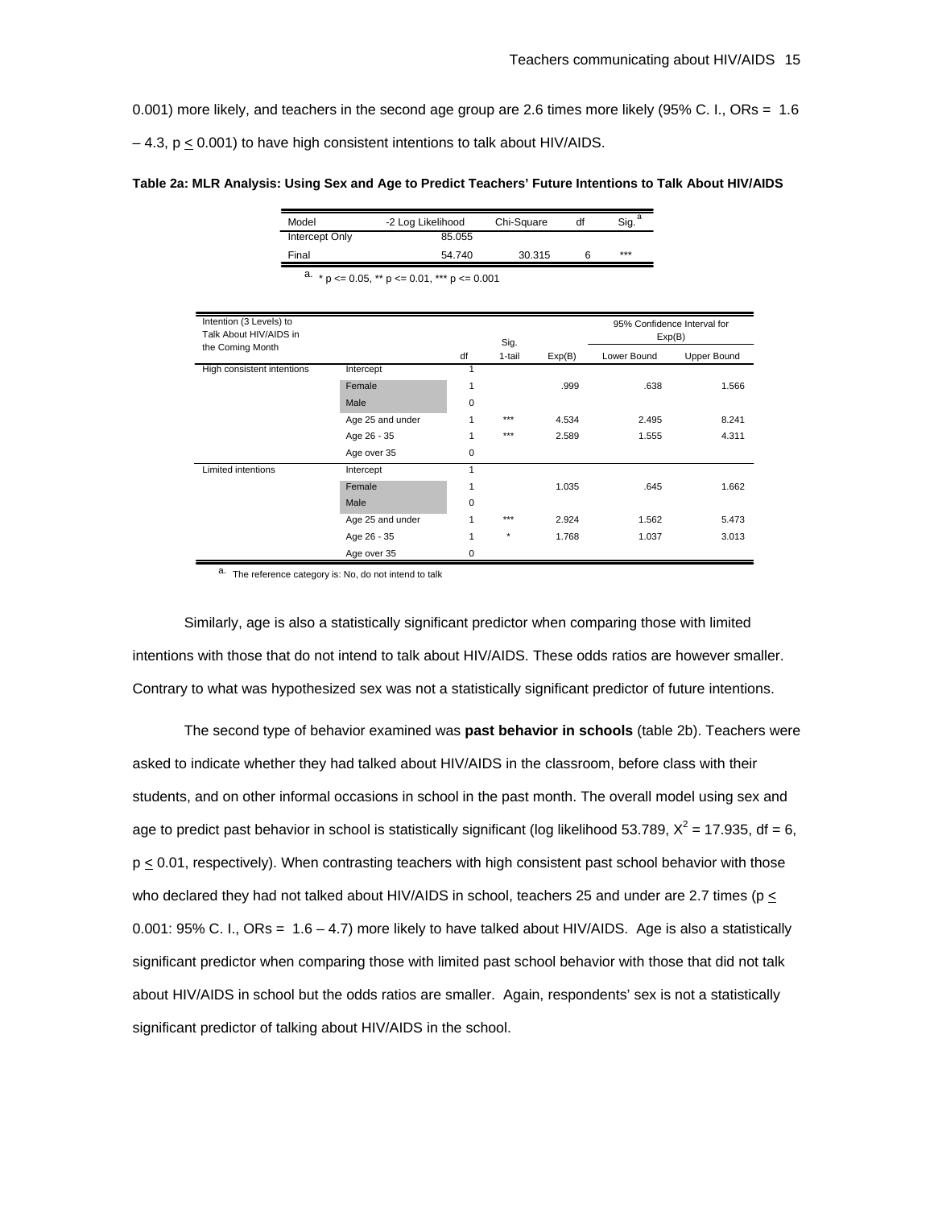0.001) more likely, and teachers in the second age group are 2.6 times more likely (95% C. I., ORs = 1.6 – 4.3, $p \leq 0.001$) to have high consistent intentions to talk about HIV/AIDS.

**Table 2a: MLR Analysis: Using Sex and Age to Predict Teachers' Future Intentions to Talk About HIV/AIDS**

| Model | -2 Log Likelihood | Chi-Square | df | Sig.[a] |
|---|---|---|---|---|
| Intercept Only | 85.055 | | | |
| Final | 54.740 | 30.315 | 6 | *** |

a. * p <= 0.05, ** p <= 0.01, *** p <= 0.001

| Intention (3 Levels) to Talk About HIV/AIDS in the Coming Month | | df | Sig. 1-tail | Exp(B) | 95% Confidence Interval for Exp(B) Lower Bound | Upper Bound |
|---|---|---|---|---|---|---|
| High consistent intentions | Intercept | 1 | | | | |
| | Female | 1 | | .999 | .638 | 1.566 |
| | Male | 0 | | | | |
| | Age 25 and under | 1 | *** | 4.534 | 2.495 | 8.241 |
| | Age 26 - 35 | 1 | *** | 2.589 | 1.555 | 4.311 |
| | Age over 35 | 0 | | | | |
| Limited intentions | Intercept | 1 | | | | |
| | Female | 1 | | 1.035 | .645 | 1.662 |
| | Male | 0 | | | | |
| | Age 25 and under | 1 | *** | 2.924 | 1.562 | 5.473 |
| | Age 26 - 35 | 1 | * | 1.768 | 1.037 | 3.013 |
| | Age over 35 | 0 | | | | |

a. The reference category is: No, do not intend to talk

Similarly, age is also a statistically significant predictor when comparing those with limited intentions with those that do not intend to talk about HIV/AIDS. These odds ratios are however smaller. Contrary to what was hypothesized sex was not a statistically significant predictor of future intentions.

The second type of behavior examined was **past behavior in schools** (table 2b). Teachers were asked to indicate whether they had talked about HIV/AIDS in the classroom, before class with their students, and on other informal occasions in school in the past month. The overall model using sex and age to predict past behavior in school is statistically significant (log likelihood 53.789, $X^2 = 17.935$, df = 6, $p \leq 0.01$, respectively). When contrasting teachers with high consistent past school behavior with those who declared they had not talked about HIV/AIDS in school, teachers 25 and under are 2.7 times ($p \leq 0.001$: 95% C. I., ORs = 1.6 – 4.7) more likely to have talked about HIV/AIDS. Age is also a statistically significant predictor when comparing those with limited past school behavior with those that did not talk about HIV/AIDS in school but the odds ratios are smaller. Again, respondents' sex is not a statistically significant predictor of talking about HIV/AIDS in the school.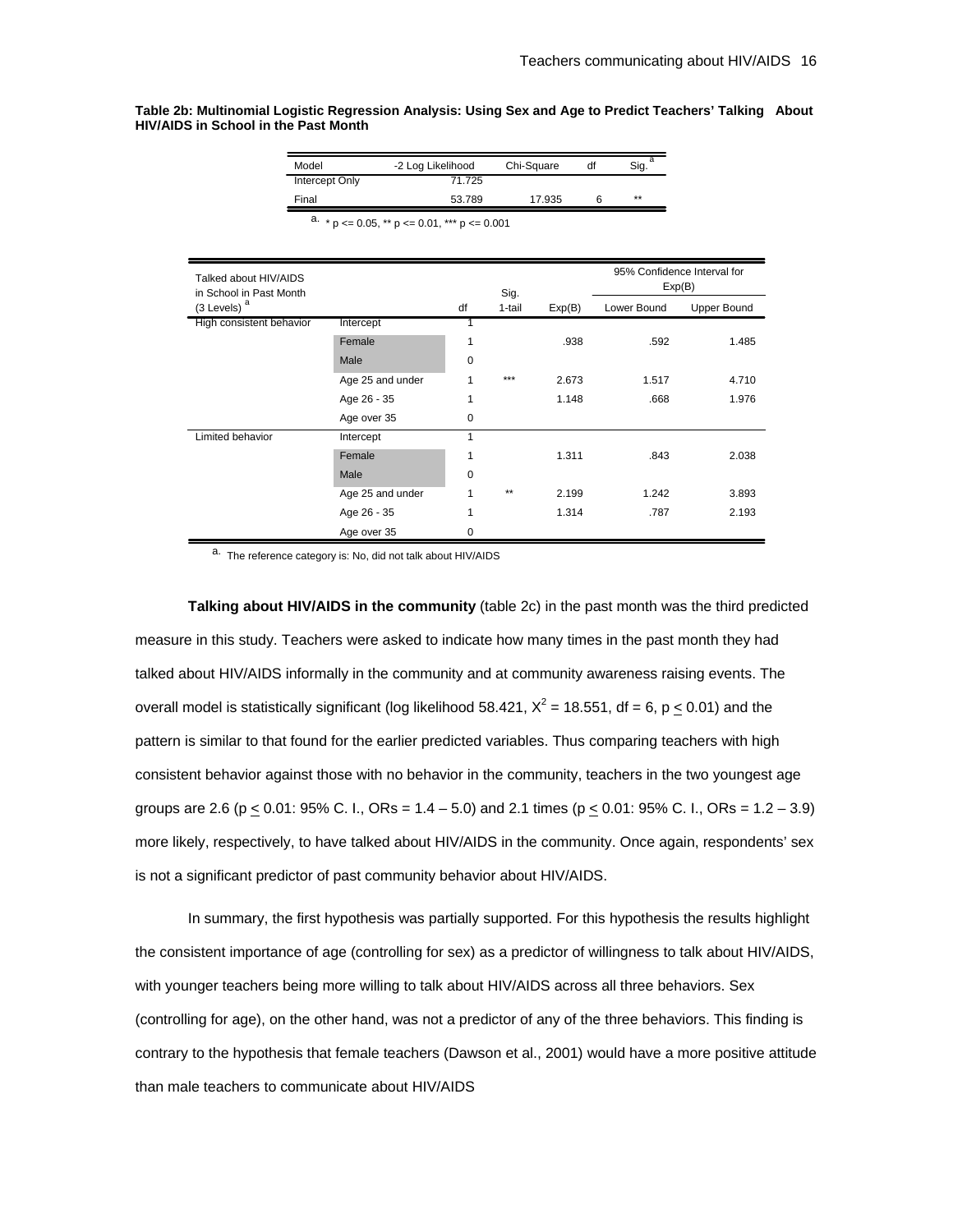**Table 2b: Multinomial Logistic Regression Analysis: Using Sex and Age to Predict Teachers' Talking About HIV/AIDS in School in the Past Month**

| Model | -2 Log Likelihood | Chi-Square | df | Sig. [a] |
|---|---|---|---|---|
| Intercept Only | 71.725 | | | |
| Final | 53.789 | 17.935 | 6 | ** |

a. * p <= 0.05, ** p <= 0.01, *** p <= 0.001

| Talked about HIV/AIDS in School in Past Month (3 Levels) [a] | | df | Sig. 1-tail | Exp(B) | 95% Confidence Interval for Exp(B) | |
|---|---|---|---|---|---|---|
| | | | | | Lower Bound | Upper Bound |
| High consistent behavior | Intercept | 1 | | | | |
| | Female | 1 | | .938 | .592 | 1.485 |
| | Male | 0 | | | | |
| | Age 25 and under | 1 | *** | 2.673 | 1.517 | 4.710 |
| | Age 26 - 35 | 1 | | 1.148 | .668 | 1.976 |
| | Age over 35 | 0 | | | | |
| Limited behavior | Intercept | 1 | | | | |
| | Female | 1 | | 1.311 | .843 | 2.038 |
| | Male | 0 | | | | |
| | Age 25 and under | 1 | ** | 2.199 | 1.242 | 3.893 |
| | Age 26 - 35 | 1 | | 1.314 | .787 | 2.193 |
| | Age over 35 | 0 | | | | |

a. The reference category is: No, did not talk about HIV/AIDS

**Talking about HIV/AIDS in the community** (table 2c) in the past month was the third predicted measure in this study. Teachers were asked to indicate how many times in the past month they had talked about HIV/AIDS informally in the community and at community awareness raising events. The overall model is statistically significant (log likelihood 58.421, $X^2 = 18.551$, df = 6, $p \leq 0.01$) and the pattern is similar to that found for the earlier predicted variables. Thus comparing teachers with high consistent behavior against those with no behavior in the community, teachers in the two youngest age groups are 2.6 ($p \leq 0.01$: 95% C. I., ORs = 1.4 – 5.0) and 2.1 times ($p \leq 0.01$: 95% C. I., ORs = 1.2 – 3.9) more likely, respectively, to have talked about HIV/AIDS in the community. Once again, respondents' sex is not a significant predictor of past community behavior about HIV/AIDS.

In summary, the first hypothesis was partially supported. For this hypothesis the results highlight the consistent importance of age (controlling for sex) as a predictor of willingness to talk about HIV/AIDS, with younger teachers being more willing to talk about HIV/AIDS across all three behaviors. Sex (controlling for age), on the other hand, was not a predictor of any of the three behaviors. This finding is contrary to the hypothesis that female teachers (Dawson et al., 2001) would have a more positive attitude than male teachers to communicate about HIV/AIDS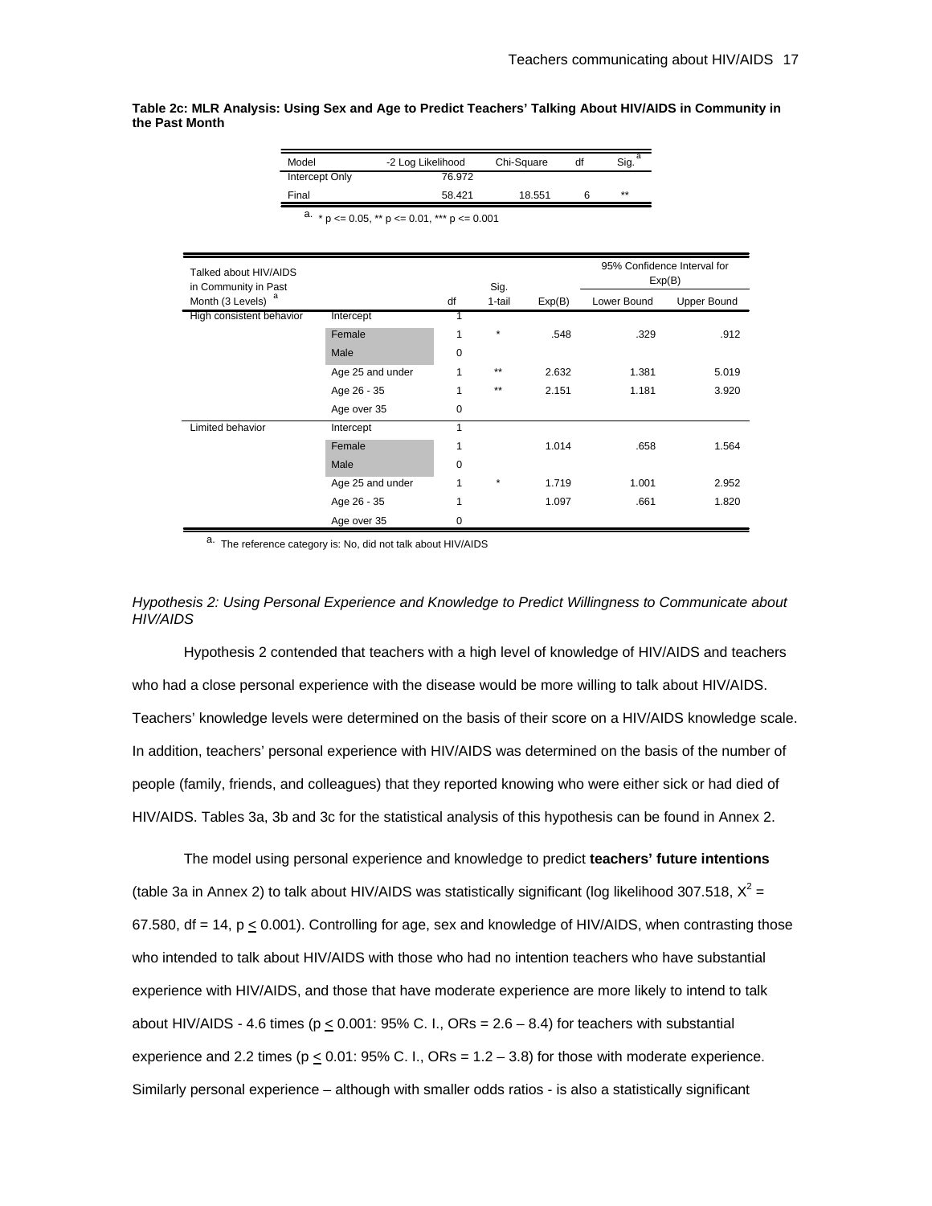**Table 2c: MLR Analysis: Using Sex and Age to Predict Teachers' Talking About HIV/AIDS in Community in the Past Month**

| Model | -2 Log Likelihood | Chi-Square | df | Sig. [a] |
|---|---|---|---|---|
| Intercept Only | 76.972 | | | |
| Final | 58.421 | 18.551 | 6 | ** |

a. * p <= 0.05, ** p <= 0.01, *** p <= 0.001

| Talked about HIV/AIDS in Community in Past Month (3 Levels) [a] | | df | Sig. 1-tail | Exp(B) | 95% Confidence Interval for Exp(B) | |
|---|---|---|---|---|---|---|
| | | | | | Lower Bound | Upper Bound |
| High consistent behavior | Intercept | 1 | | | | |
| | Female | 1 | * | .548 | .329 | .912 |
| | Male | 0 | | | | |
| | Age 25 and under | 1 | ** | 2.632 | 1.381 | 5.019 |
| | Age 26 - 35 | 1 | ** | 2.151 | 1.181 | 3.920 |
| | Age over 35 | 0 | | | | |
| Limited behavior | Intercept | 1 | | | | |
| | Female | 1 | | 1.014 | .658 | 1.564 |
| | Male | 0 | | | | |
| | Age 25 and under | 1 | * | 1.719 | 1.001 | 2.952 |
| | Age 26 - 35 | 1 | | 1.097 | .661 | 1.820 |
| | Age over 35 | 0 | | | | |

a. The reference category is: No, did not talk about HIV/AIDS

*Hypothesis 2: Using Personal Experience and Knowledge to Predict Willingness to Communicate about HIV/AIDS*

Hypothesis 2 contended that teachers with a high level of knowledge of HIV/AIDS and teachers who had a close personal experience with the disease would be more willing to talk about HIV/AIDS. Teachers' knowledge levels were determined on the basis of their score on a HIV/AIDS knowledge scale. In addition, teachers' personal experience with HIV/AIDS was determined on the basis of the number of people (family, friends, and colleagues) that they reported knowing who were either sick or had died of HIV/AIDS. Tables 3a, 3b and 3c for the statistical analysis of this hypothesis can be found in Annex 2.

The model using personal experience and knowledge to predict **teachers' future intentions** (table 3a in Annex 2) to talk about HIV/AIDS was statistically significant (log likelihood 307.518, $X^2$ = 67.580, df = 14, $p \leq 0.001$). Controlling for age, sex and knowledge of HIV/AIDS, when contrasting those who intended to talk about HIV/AIDS with those who had no intention teachers who have substantial experience with HIV/AIDS, and those that have moderate experience are more likely to intend to talk about HIV/AIDS - 4.6 times ($p \leq 0.001$: 95% C. I., ORs = 2.6 – 8.4) for teachers with substantial experience and 2.2 times ($p \leq 0.01$: 95% C. I., ORs = 1.2 – 3.8) for those with moderate experience. Similarly personal experience – although with smaller odds ratios - is also a statistically significant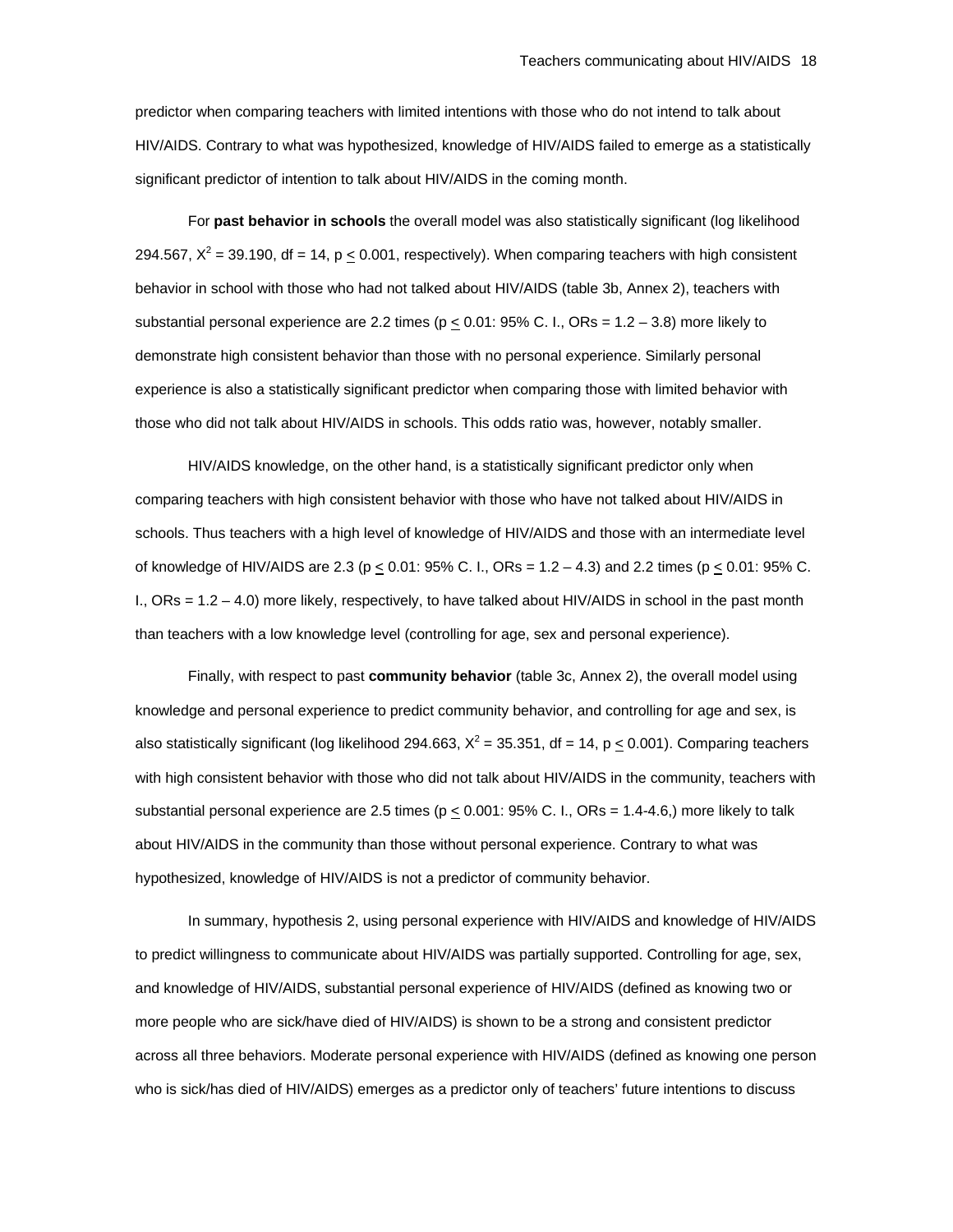predictor when comparing teachers with limited intentions with those who do not intend to talk about HIV/AIDS. Contrary to what was hypothesized, knowledge of HIV/AIDS failed to emerge as a statistically significant predictor of intention to talk about HIV/AIDS in the coming month.

For **past behavior in schools** the overall model was also statistically significant (log likelihood 294.567, $X^2 = 39.190$, df = 14, $p \leq 0.001$, respectively). When comparing teachers with high consistent behavior in school with those who had not talked about HIV/AIDS (table 3b, Annex 2), teachers with substantial personal experience are 2.2 times ($p \leq 0.01$: 95% C. I., ORs = 1.2 – 3.8) more likely to demonstrate high consistent behavior than those with no personal experience. Similarly personal experience is also a statistically significant predictor when comparing those with limited behavior with those who did not talk about HIV/AIDS in schools. This odds ratio was, however, notably smaller.

HIV/AIDS knowledge, on the other hand, is a statistically significant predictor only when comparing teachers with high consistent behavior with those who have not talked about HIV/AIDS in schools. Thus teachers with a high level of knowledge of HIV/AIDS and those with an intermediate level of knowledge of HIV/AIDS are 2.3 ($p \leq 0.01$: 95% C. I., ORs = 1.2 – 4.3) and 2.2 times ($p \leq 0.01$: 95% C. I., ORs = 1.2 – 4.0) more likely, respectively, to have talked about HIV/AIDS in school in the past month than teachers with a low knowledge level (controlling for age, sex and personal experience).

Finally, with respect to past **community behavior** (table 3c, Annex 2), the overall model using knowledge and personal experience to predict community behavior, and controlling for age and sex, is also statistically significant (log likelihood 294.663, $X^2 = 35.351$, df = 14, $p \leq 0.001$). Comparing teachers with high consistent behavior with those who did not talk about HIV/AIDS in the community, teachers with substantial personal experience are 2.5 times ($p \leq 0.001$: 95% C. I., ORs = 1.4-4.6,) more likely to talk about HIV/AIDS in the community than those without personal experience. Contrary to what was hypothesized, knowledge of HIV/AIDS is not a predictor of community behavior.

In summary, hypothesis 2, using personal experience with HIV/AIDS and knowledge of HIV/AIDS to predict willingness to communicate about HIV/AIDS was partially supported. Controlling for age, sex, and knowledge of HIV/AIDS, substantial personal experience of HIV/AIDS (defined as knowing two or more people who are sick/have died of HIV/AIDS) is shown to be a strong and consistent predictor across all three behaviors. Moderate personal experience with HIV/AIDS (defined as knowing one person who is sick/has died of HIV/AIDS) emerges as a predictor only of teachers' future intentions to discuss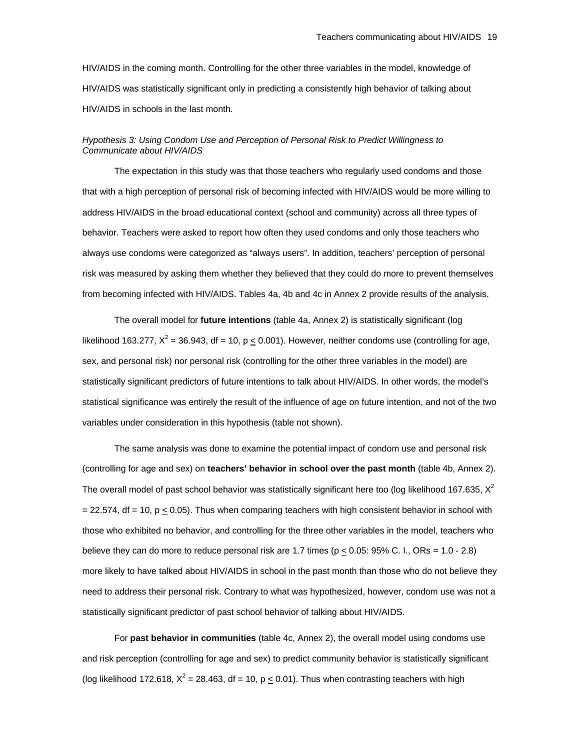HIV/AIDS in the coming month. Controlling for the other three variables in the model, knowledge of HIV/AIDS was statistically significant only in predicting a consistently high behavior of talking about HIV/AIDS in schools in the last month.

*Hypothesis 3: Using Condom Use and Perception of Personal Risk to Predict Willingness to Communicate about HIV/AIDS*

The expectation in this study was that those teachers who regularly used condoms and those that with a high perception of personal risk of becoming infected with HIV/AIDS would be more willing to address HIV/AIDS in the broad educational context (school and community) across all three types of behavior. Teachers were asked to report how often they used condoms and only those teachers who always use condoms were categorized as "always users". In addition, teachers' perception of personal risk was measured by asking them whether they believed that they could do more to prevent themselves from becoming infected with HIV/AIDS. Tables 4a, 4b and 4c in Annex 2 provide results of the analysis.

The overall model for **future intentions** (table 4a, Annex 2) is statistically significant (log likelihood 163.277, $X^2 = 36.943$, df = 10, $p \leq 0.001$). However, neither condoms use (controlling for age, sex, and personal risk) nor personal risk (controlling for the other three variables in the model) are statistically significant predictors of future intentions to talk about HIV/AIDS. In other words, the model's statistical significance was entirely the result of the influence of age on future intention, and not of the two variables under consideration in this hypothesis (table not shown).

The same analysis was done to examine the potential impact of condom use and personal risk (controlling for age and sex) on **teachers' behavior in school over the past month** (table 4b, Annex 2). The overall model of past school behavior was statistically significant here too (log likelihood 167.635, $X^2 = 22.574$, df = 10, $p \leq 0.05$). Thus when comparing teachers with high consistent behavior in school with those who exhibited no behavior, and controlling for the three other variables in the model, teachers who believe they can do more to reduce personal risk are 1.7 times ($p \leq 0.05$: 95% C. I., ORs = 1.0 - 2.8) more likely to have talked about HIV/AIDS in school in the past month than those who do not believe they need to address their personal risk. Contrary to what was hypothesized, however, condom use was not a statistically significant predictor of past school behavior of talking about HIV/AIDS.

For **past behavior in communities** (table 4c, Annex 2), the overall model using condoms use and risk perception (controlling for age and sex) to predict community behavior is statistically significant (log likelihood 172.618, $X^2 = 28.463$, df = 10, $p \leq 0.01$). Thus when contrasting teachers with high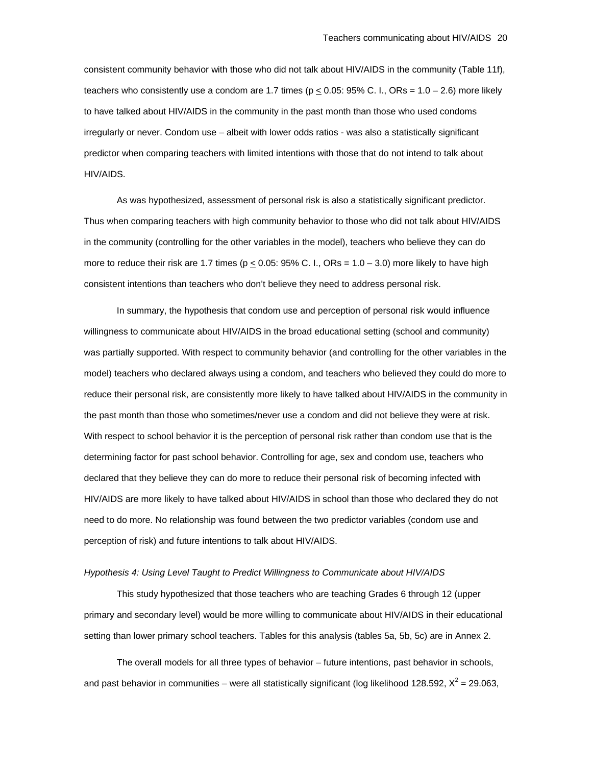consistent community behavior with those who did not talk about HIV/AIDS in the community (Table 11f), teachers who consistently use a condom are 1.7 times ($p \leq 0.05$: 95% C. I., ORs = 1.0 – 2.6) more likely to have talked about HIV/AIDS in the community in the past month than those who used condoms irregularly or never. Condom use – albeit with lower odds ratios - was also a statistically significant predictor when comparing teachers with limited intentions with those that do not intend to talk about HIV/AIDS.

As was hypothesized, assessment of personal risk is also a statistically significant predictor. Thus when comparing teachers with high community behavior to those who did not talk about HIV/AIDS in the community (controlling for the other variables in the model), teachers who believe they can do more to reduce their risk are 1.7 times ($p \leq 0.05$: 95% C. I., ORs = 1.0 – 3.0) more likely to have high consistent intentions than teachers who don't believe they need to address personal risk.

In summary, the hypothesis that condom use and perception of personal risk would influence willingness to communicate about HIV/AIDS in the broad educational setting (school and community) was partially supported. With respect to community behavior (and controlling for the other variables in the model) teachers who declared always using a condom, and teachers who believed they could do more to reduce their personal risk, are consistently more likely to have talked about HIV/AIDS in the community in the past month than those who sometimes/never use a condom and did not believe they were at risk. With respect to school behavior it is the perception of personal risk rather than condom use that is the determining factor for past school behavior. Controlling for age, sex and condom use, teachers who declared that they believe they can do more to reduce their personal risk of becoming infected with HIV/AIDS are more likely to have talked about HIV/AIDS in school than those who declared they do not need to do more. No relationship was found between the two predictor variables (condom use and perception of risk) and future intentions to talk about HIV/AIDS.

*Hypothesis 4: Using Level Taught to Predict Willingness to Communicate about HIV/AIDS*

This study hypothesized that those teachers who are teaching Grades 6 through 12 (upper primary and secondary level) would be more willing to communicate about HIV/AIDS in their educational setting than lower primary school teachers. Tables for this analysis (tables 5a, 5b, 5c) are in Annex 2.

The overall models for all three types of behavior – future intentions, past behavior in schools, and past behavior in communities – were all statistically significant (log likelihood 128.592, $X^2 = 29.063$,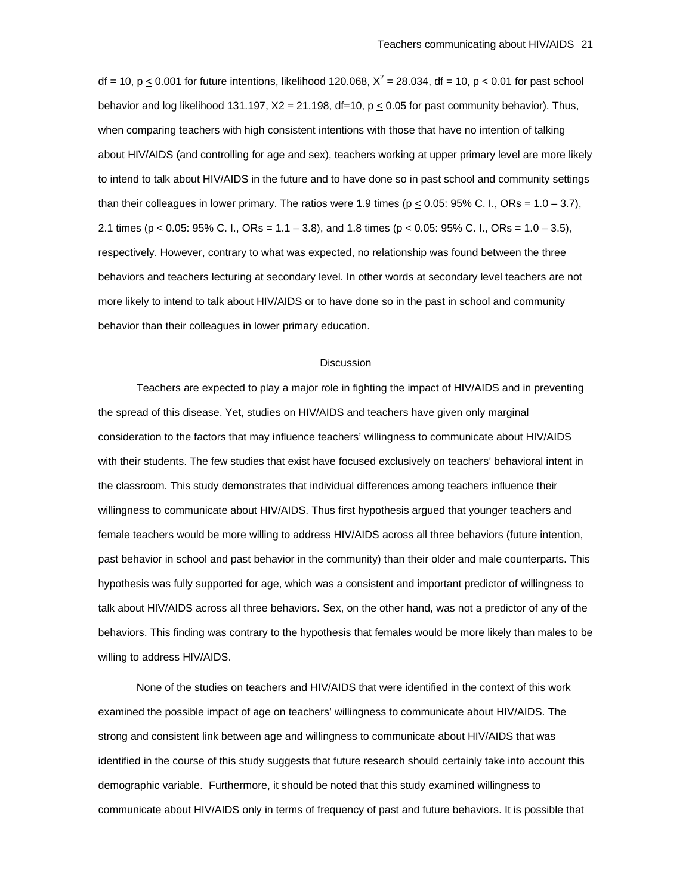df = 10, $p \leq 0.001$ for future intentions, likelihood 120.068, $X^2 = 28.034$, df = 10, $p < 0.01$ for past school behavior and log likelihood 131.197, $X2 = 21.198$, df=10, $p \leq 0.05$ for past community behavior). Thus, when comparing teachers with high consistent intentions with those that have no intention of talking about HIV/AIDS (and controlling for age and sex), teachers working at upper primary level are more likely to intend to talk about HIV/AIDS in the future and to have done so in past school and community settings than their colleagues in lower primary. The ratios were 1.9 times ($p \leq 0.05$: 95% C. I., ORs = 1.0 – 3.7), 2.1 times ($p \leq 0.05$: 95% C. I., ORs = 1.1 – 3.8), and 1.8 times ($p < 0.05$: 95% C. I., ORs = 1.0 – 3.5), respectively. However, contrary to what was expected, no relationship was found between the three behaviors and teachers lecturing at secondary level. In other words at secondary level teachers are not more likely to intend to talk about HIV/AIDS or to have done so in the past in school and community behavior than their colleagues in lower primary education.

## Discussion

Teachers are expected to play a major role in fighting the impact of HIV/AIDS and in preventing the spread of this disease. Yet, studies on HIV/AIDS and teachers have given only marginal consideration to the factors that may influence teachers' willingness to communicate about HIV/AIDS with their students. The few studies that exist have focused exclusively on teachers' behavioral intent in the classroom. This study demonstrates that individual differences among teachers influence their willingness to communicate about HIV/AIDS. Thus first hypothesis argued that younger teachers and female teachers would be more willing to address HIV/AIDS across all three behaviors (future intention, past behavior in school and past behavior in the community) than their older and male counterparts. This hypothesis was fully supported for age, which was a consistent and important predictor of willingness to talk about HIV/AIDS across all three behaviors. Sex, on the other hand, was not a predictor of any of the behaviors. This finding was contrary to the hypothesis that females would be more likely than males to be willing to address HIV/AIDS.

None of the studies on teachers and HIV/AIDS that were identified in the context of this work examined the possible impact of age on teachers' willingness to communicate about HIV/AIDS. The strong and consistent link between age and willingness to communicate about HIV/AIDS that was identified in the course of this study suggests that future research should certainly take into account this demographic variable. Furthermore, it should be noted that this study examined willingness to communicate about HIV/AIDS only in terms of frequency of past and future behaviors. It is possible that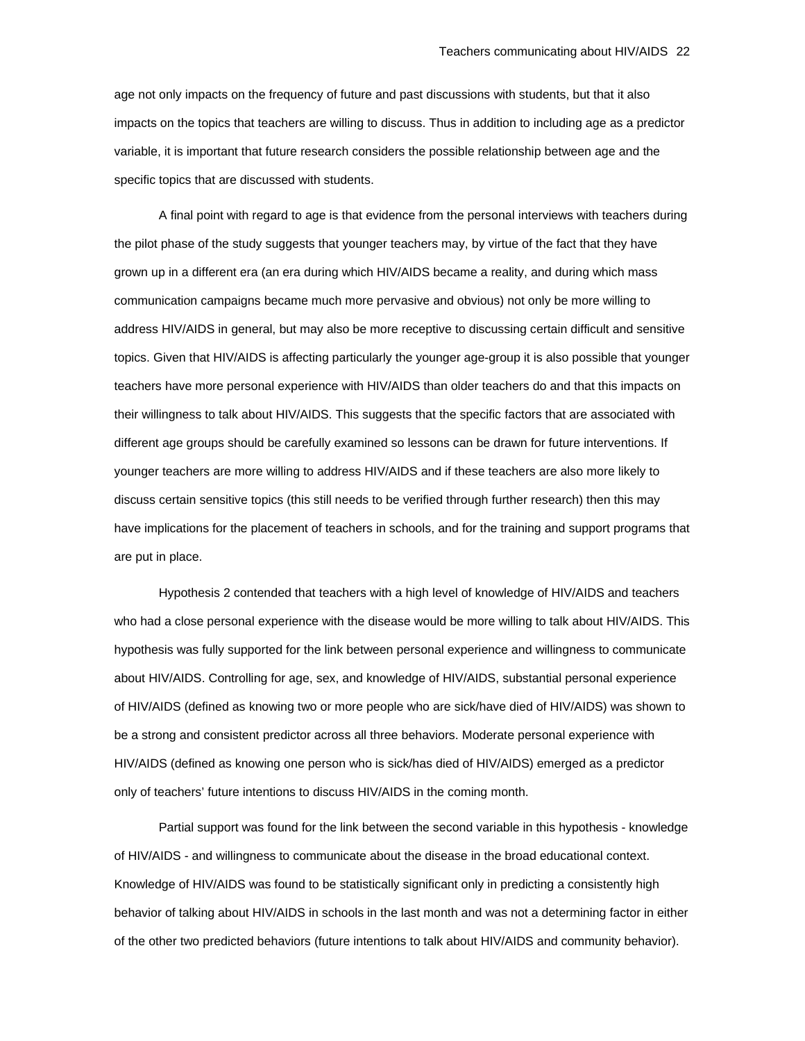age not only impacts on the frequency of future and past discussions with students, but that it also impacts on the topics that teachers are willing to discuss. Thus in addition to including age as a predictor variable, it is important that future research considers the possible relationship between age and the specific topics that are discussed with students.

A final point with regard to age is that evidence from the personal interviews with teachers during the pilot phase of the study suggests that younger teachers may, by virtue of the fact that they have grown up in a different era (an era during which HIV/AIDS became a reality, and during which mass communication campaigns became much more pervasive and obvious) not only be more willing to address HIV/AIDS in general, but may also be more receptive to discussing certain difficult and sensitive topics. Given that HIV/AIDS is affecting particularly the younger age-group it is also possible that younger teachers have more personal experience with HIV/AIDS than older teachers do and that this impacts on their willingness to talk about HIV/AIDS. This suggests that the specific factors that are associated with different age groups should be carefully examined so lessons can be drawn for future interventions. If younger teachers are more willing to address HIV/AIDS and if these teachers are also more likely to discuss certain sensitive topics (this still needs to be verified through further research) then this may have implications for the placement of teachers in schools, and for the training and support programs that are put in place.

Hypothesis 2 contended that teachers with a high level of knowledge of HIV/AIDS and teachers who had a close personal experience with the disease would be more willing to talk about HIV/AIDS. This hypothesis was fully supported for the link between personal experience and willingness to communicate about HIV/AIDS. Controlling for age, sex, and knowledge of HIV/AIDS, substantial personal experience of HIV/AIDS (defined as knowing two or more people who are sick/have died of HIV/AIDS) was shown to be a strong and consistent predictor across all three behaviors. Moderate personal experience with HIV/AIDS (defined as knowing one person who is sick/has died of HIV/AIDS) emerged as a predictor only of teachers' future intentions to discuss HIV/AIDS in the coming month.

Partial support was found for the link between the second variable in this hypothesis - knowledge of HIV/AIDS - and willingness to communicate about the disease in the broad educational context. Knowledge of HIV/AIDS was found to be statistically significant only in predicting a consistently high behavior of talking about HIV/AIDS in schools in the last month and was not a determining factor in either of the other two predicted behaviors (future intentions to talk about HIV/AIDS and community behavior).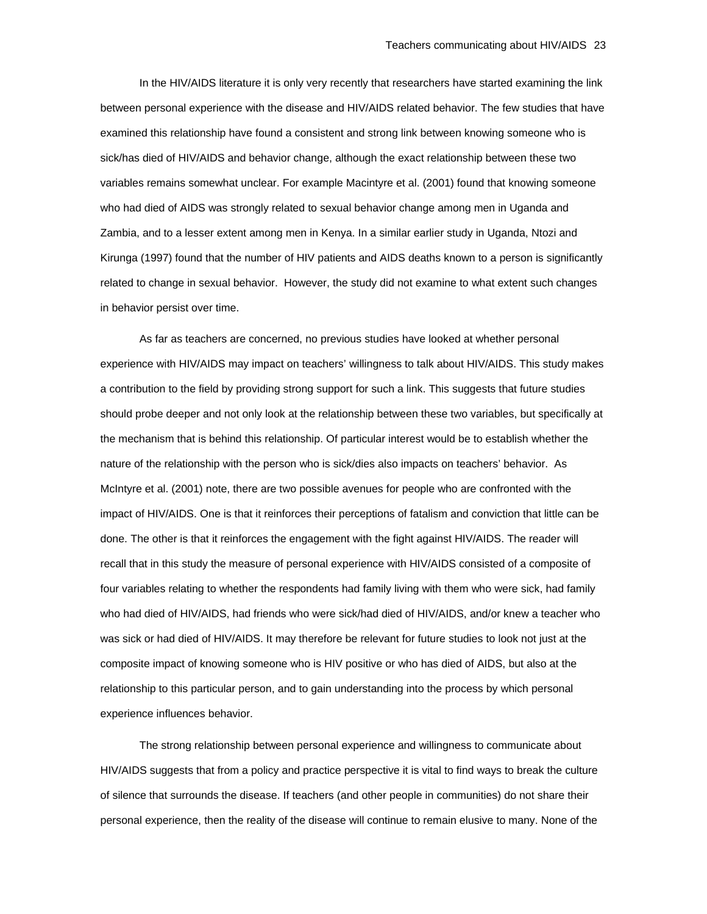In the HIV/AIDS literature it is only very recently that researchers have started examining the link between personal experience with the disease and HIV/AIDS related behavior. The few studies that have examined this relationship have found a consistent and strong link between knowing someone who is sick/has died of HIV/AIDS and behavior change, although the exact relationship between these two variables remains somewhat unclear. For example Macintyre et al. (2001) found that knowing someone who had died of AIDS was strongly related to sexual behavior change among men in Uganda and Zambia, and to a lesser extent among men in Kenya. In a similar earlier study in Uganda, Ntozi and Kirunga (1997) found that the number of HIV patients and AIDS deaths known to a person is significantly related to change in sexual behavior. However, the study did not examine to what extent such changes in behavior persist over time.

As far as teachers are concerned, no previous studies have looked at whether personal experience with HIV/AIDS may impact on teachers' willingness to talk about HIV/AIDS. This study makes a contribution to the field by providing strong support for such a link. This suggests that future studies should probe deeper and not only look at the relationship between these two variables, but specifically at the mechanism that is behind this relationship. Of particular interest would be to establish whether the nature of the relationship with the person who is sick/dies also impacts on teachers' behavior. As McIntyre et al. (2001) note, there are two possible avenues for people who are confronted with the impact of HIV/AIDS. One is that it reinforces their perceptions of fatalism and conviction that little can be done. The other is that it reinforces the engagement with the fight against HIV/AIDS. The reader will recall that in this study the measure of personal experience with HIV/AIDS consisted of a composite of four variables relating to whether the respondents had family living with them who were sick, had family who had died of HIV/AIDS, had friends who were sick/had died of HIV/AIDS, and/or knew a teacher who was sick or had died of HIV/AIDS. It may therefore be relevant for future studies to look not just at the composite impact of knowing someone who is HIV positive or who has died of AIDS, but also at the relationship to this particular person, and to gain understanding into the process by which personal experience influences behavior.

The strong relationship between personal experience and willingness to communicate about HIV/AIDS suggests that from a policy and practice perspective it is vital to find ways to break the culture of silence that surrounds the disease. If teachers (and other people in communities) do not share their personal experience, then the reality of the disease will continue to remain elusive to many. None of the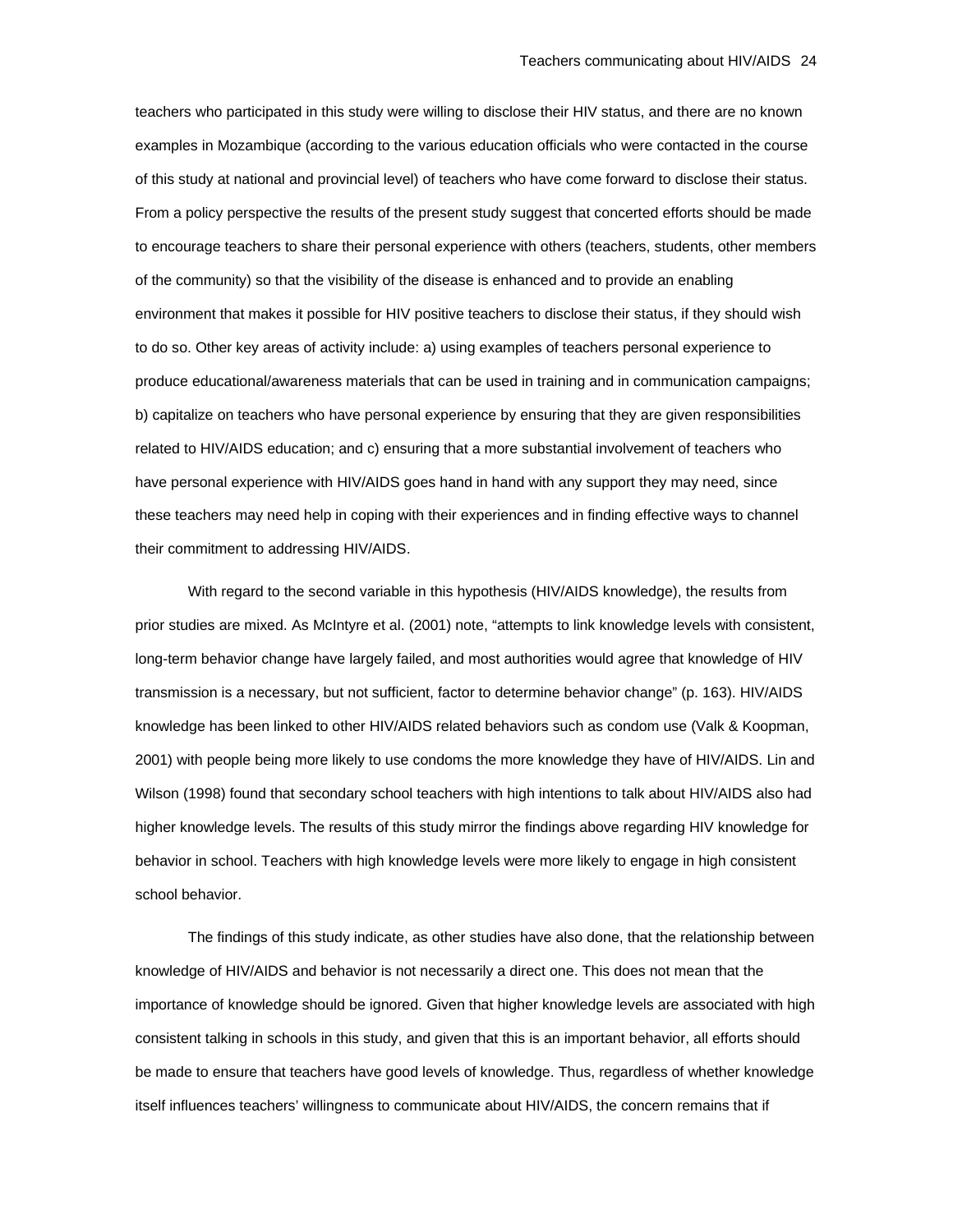teachers who participated in this study were willing to disclose their HIV status, and there are no known examples in Mozambique (according to the various education officials who were contacted in the course of this study at national and provincial level) of teachers who have come forward to disclose their status. From a policy perspective the results of the present study suggest that concerted efforts should be made to encourage teachers to share their personal experience with others (teachers, students, other members of the community) so that the visibility of the disease is enhanced and to provide an enabling environment that makes it possible for HIV positive teachers to disclose their status, if they should wish to do so. Other key areas of activity include: a) using examples of teachers personal experience to produce educational/awareness materials that can be used in training and in communication campaigns; b) capitalize on teachers who have personal experience by ensuring that they are given responsibilities related to HIV/AIDS education; and c) ensuring that a more substantial involvement of teachers who have personal experience with HIV/AIDS goes hand in hand with any support they may need, since these teachers may need help in coping with their experiences and in finding effective ways to channel their commitment to addressing HIV/AIDS.

With regard to the second variable in this hypothesis (HIV/AIDS knowledge), the results from prior studies are mixed. As McIntyre et al. (2001) note, "attempts to link knowledge levels with consistent, long-term behavior change have largely failed, and most authorities would agree that knowledge of HIV transmission is a necessary, but not sufficient, factor to determine behavior change" (p. 163). HIV/AIDS knowledge has been linked to other HIV/AIDS related behaviors such as condom use (Valk & Koopman, 2001) with people being more likely to use condoms the more knowledge they have of HIV/AIDS. Lin and Wilson (1998) found that secondary school teachers with high intentions to talk about HIV/AIDS also had higher knowledge levels. The results of this study mirror the findings above regarding HIV knowledge for behavior in school. Teachers with high knowledge levels were more likely to engage in high consistent school behavior.

The findings of this study indicate, as other studies have also done, that the relationship between knowledge of HIV/AIDS and behavior is not necessarily a direct one. This does not mean that the importance of knowledge should be ignored. Given that higher knowledge levels are associated with high consistent talking in schools in this study, and given that this is an important behavior, all efforts should be made to ensure that teachers have good levels of knowledge. Thus, regardless of whether knowledge itself influences teachers' willingness to communicate about HIV/AIDS, the concern remains that if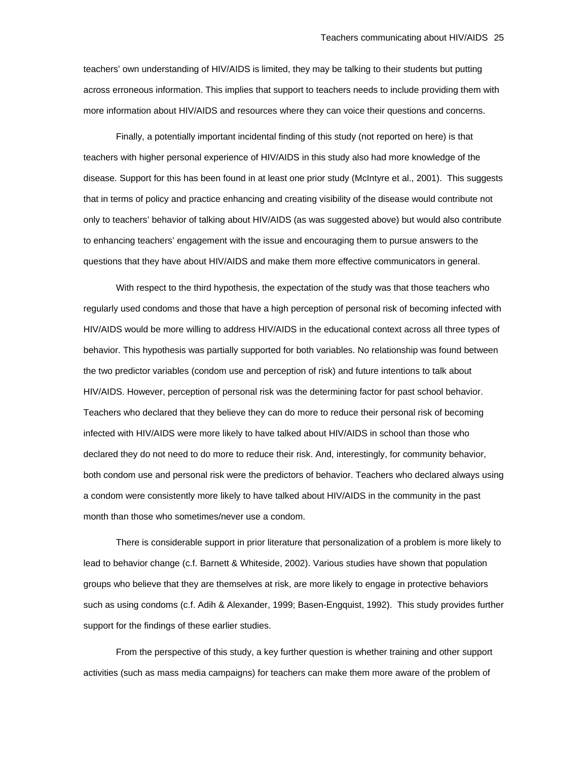teachers' own understanding of HIV/AIDS is limited, they may be talking to their students but putting across erroneous information. This implies that support to teachers needs to include providing them with more information about HIV/AIDS and resources where they can voice their questions and concerns.

Finally, a potentially important incidental finding of this study (not reported on here) is that teachers with higher personal experience of HIV/AIDS in this study also had more knowledge of the disease. Support for this has been found in at least one prior study (McIntyre et al., 2001). This suggests that in terms of policy and practice enhancing and creating visibility of the disease would contribute not only to teachers' behavior of talking about HIV/AIDS (as was suggested above) but would also contribute to enhancing teachers' engagement with the issue and encouraging them to pursue answers to the questions that they have about HIV/AIDS and make them more effective communicators in general.

With respect to the third hypothesis, the expectation of the study was that those teachers who regularly used condoms and those that have a high perception of personal risk of becoming infected with HIV/AIDS would be more willing to address HIV/AIDS in the educational context across all three types of behavior. This hypothesis was partially supported for both variables. No relationship was found between the two predictor variables (condom use and perception of risk) and future intentions to talk about HIV/AIDS. However, perception of personal risk was the determining factor for past school behavior. Teachers who declared that they believe they can do more to reduce their personal risk of becoming infected with HIV/AIDS were more likely to have talked about HIV/AIDS in school than those who declared they do not need to do more to reduce their risk. And, interestingly, for community behavior, both condom use and personal risk were the predictors of behavior. Teachers who declared always using a condom were consistently more likely to have talked about HIV/AIDS in the community in the past month than those who sometimes/never use a condom.

There is considerable support in prior literature that personalization of a problem is more likely to lead to behavior change (c.f. Barnett & Whiteside, 2002). Various studies have shown that population groups who believe that they are themselves at risk, are more likely to engage in protective behaviors such as using condoms (c.f. Adih & Alexander, 1999; Basen-Engquist, 1992). This study provides further support for the findings of these earlier studies.

From the perspective of this study, a key further question is whether training and other support activities (such as mass media campaigns) for teachers can make them more aware of the problem of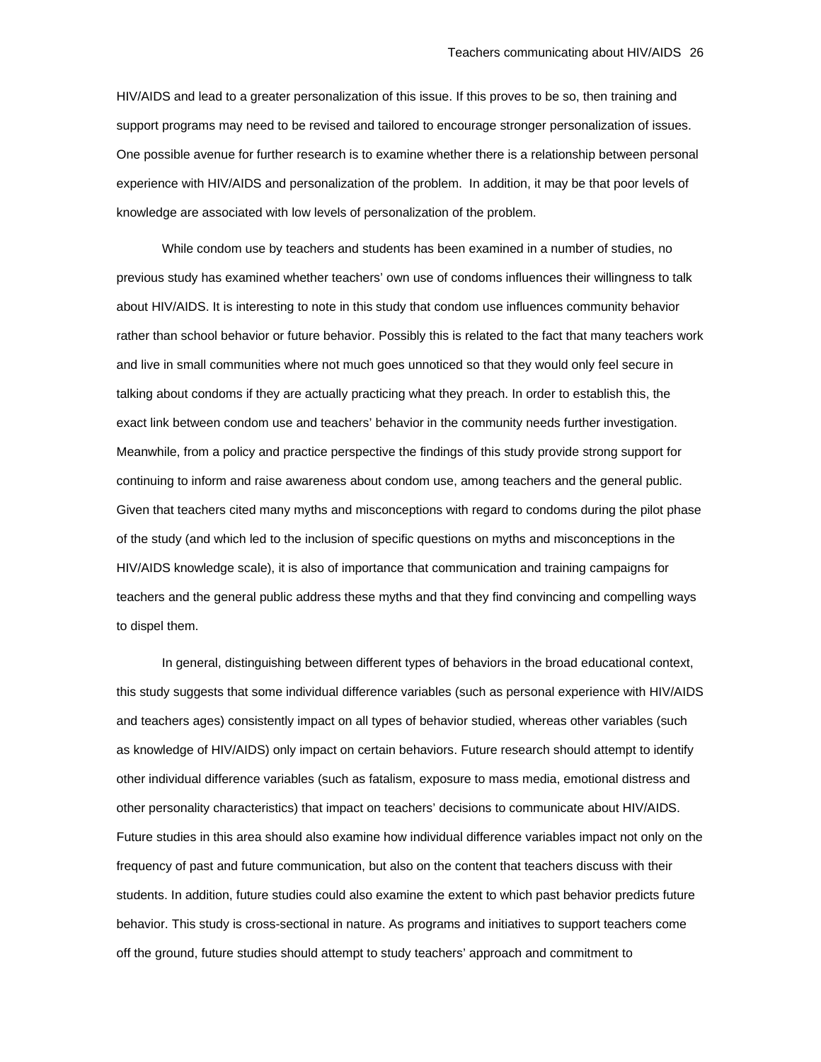HIV/AIDS and lead to a greater personalization of this issue. If this proves to be so, then training and support programs may need to be revised and tailored to encourage stronger personalization of issues. One possible avenue for further research is to examine whether there is a relationship between personal experience with HIV/AIDS and personalization of the problem. In addition, it may be that poor levels of knowledge are associated with low levels of personalization of the problem.

While condom use by teachers and students has been examined in a number of studies, no previous study has examined whether teachers' own use of condoms influences their willingness to talk about HIV/AIDS. It is interesting to note in this study that condom use influences community behavior rather than school behavior or future behavior. Possibly this is related to the fact that many teachers work and live in small communities where not much goes unnoticed so that they would only feel secure in talking about condoms if they are actually practicing what they preach. In order to establish this, the exact link between condom use and teachers' behavior in the community needs further investigation. Meanwhile, from a policy and practice perspective the findings of this study provide strong support for continuing to inform and raise awareness about condom use, among teachers and the general public. Given that teachers cited many myths and misconceptions with regard to condoms during the pilot phase of the study (and which led to the inclusion of specific questions on myths and misconceptions in the HIV/AIDS knowledge scale), it is also of importance that communication and training campaigns for teachers and the general public address these myths and that they find convincing and compelling ways to dispel them.

In general, distinguishing between different types of behaviors in the broad educational context, this study suggests that some individual difference variables (such as personal experience with HIV/AIDS and teachers ages) consistently impact on all types of behavior studied, whereas other variables (such as knowledge of HIV/AIDS) only impact on certain behaviors. Future research should attempt to identify other individual difference variables (such as fatalism, exposure to mass media, emotional distress and other personality characteristics) that impact on teachers' decisions to communicate about HIV/AIDS. Future studies in this area should also examine how individual difference variables impact not only on the frequency of past and future communication, but also on the content that teachers discuss with their students. In addition, future studies could also examine the extent to which past behavior predicts future behavior. This study is cross-sectional in nature. As programs and initiatives to support teachers come off the ground, future studies should attempt to study teachers' approach and commitment to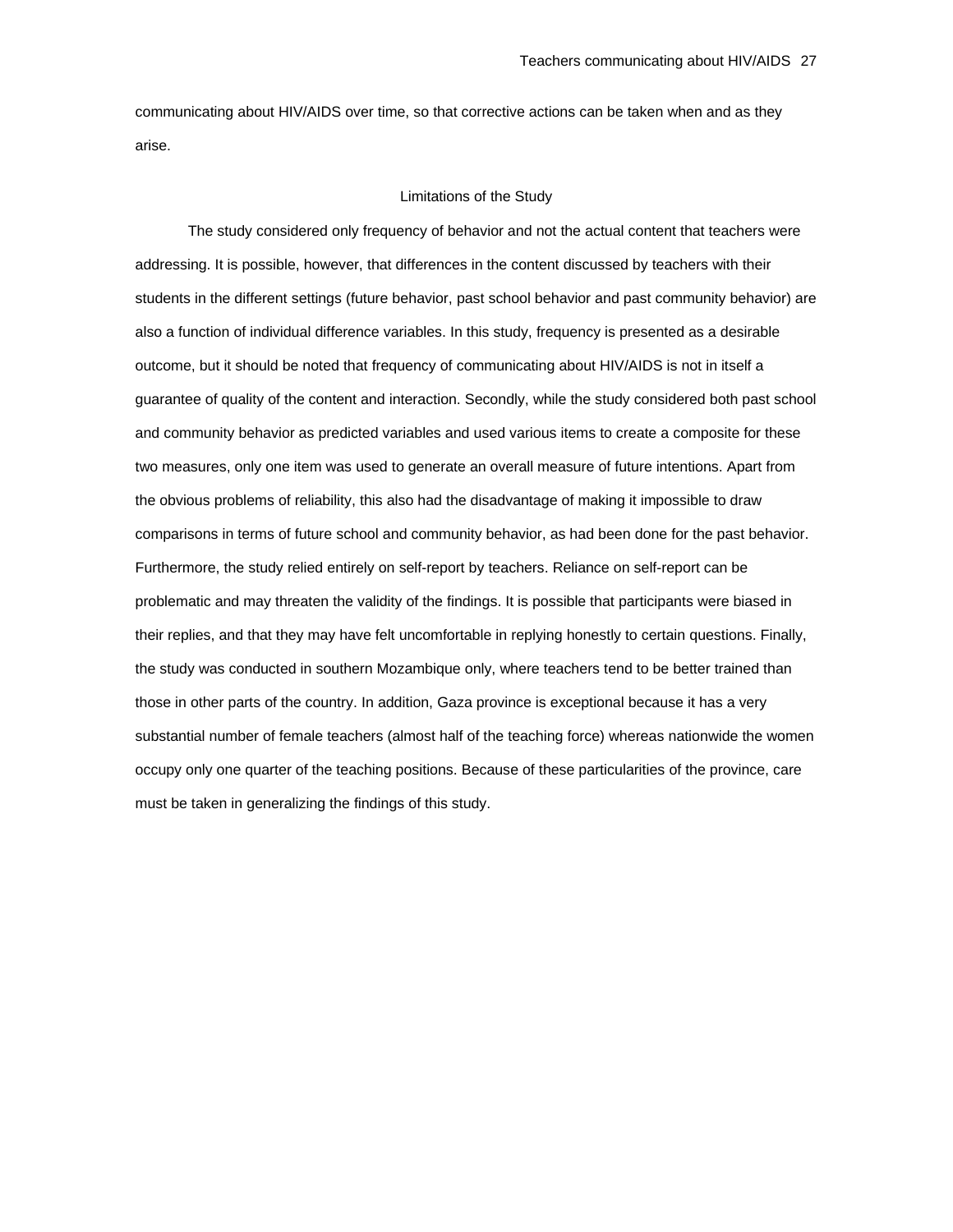communicating about HIV/AIDS over time, so that corrective actions can be taken when and as they arise.

## Limitations of the Study

The study considered only frequency of behavior and not the actual content that teachers were addressing. It is possible, however, that differences in the content discussed by teachers with their students in the different settings (future behavior, past school behavior and past community behavior) are also a function of individual difference variables. In this study, frequency is presented as a desirable outcome, but it should be noted that frequency of communicating about HIV/AIDS is not in itself a guarantee of quality of the content and interaction. Secondly, while the study considered both past school and community behavior as predicted variables and used various items to create a composite for these two measures, only one item was used to generate an overall measure of future intentions. Apart from the obvious problems of reliability, this also had the disadvantage of making it impossible to draw comparisons in terms of future school and community behavior, as had been done for the past behavior. Furthermore, the study relied entirely on self-report by teachers. Reliance on self-report can be problematic and may threaten the validity of the findings. It is possible that participants were biased in their replies, and that they may have felt uncomfortable in replying honestly to certain questions. Finally, the study was conducted in southern Mozambique only, where teachers tend to be better trained than those in other parts of the country. In addition, Gaza province is exceptional because it has a very substantial number of female teachers (almost half of the teaching force) whereas nationwide the women occupy only one quarter of the teaching positions. Because of these particularities of the province, care must be taken in generalizing the findings of this study.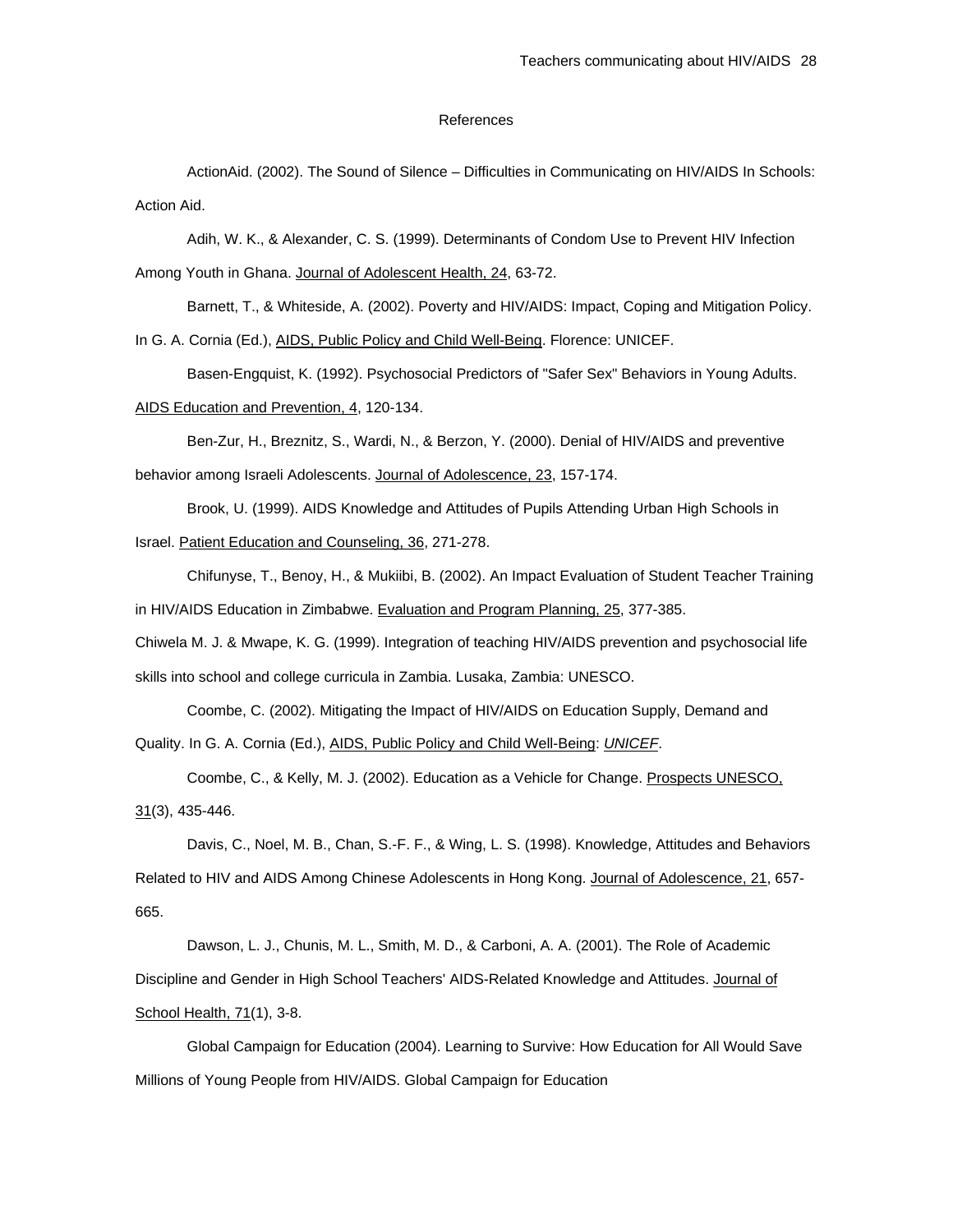# References

ActionAid. (2002). The Sound of Silence – Difficulties in Communicating on HIV/AIDS In Schools: Action Aid.

Adih, W. K., & Alexander, C. S. (1999). Determinants of Condom Use to Prevent HIV Infection Among Youth in Ghana. Journal of Adolescent Health, 24, 63-72.

Barnett, T., & Whiteside, A. (2002). Poverty and HIV/AIDS: Impact, Coping and Mitigation Policy. In G. A. Cornia (Ed.), AIDS, Public Policy and Child Well-Being. Florence: UNICEF.

Basen-Engquist, K. (1992). Psychosocial Predictors of "Safer Sex" Behaviors in Young Adults. AIDS Education and Prevention, 4, 120-134.

Ben-Zur, H., Breznitz, S., Wardi, N., & Berzon, Y. (2000). Denial of HIV/AIDS and preventive behavior among Israeli Adolescents. Journal of Adolescence, 23, 157-174.

Brook, U. (1999). AIDS Knowledge and Attitudes of Pupils Attending Urban High Schools in Israel. Patient Education and Counseling, 36, 271-278.

Chifunyse, T., Benoy, H., & Mukiibi, B. (2002). An Impact Evaluation of Student Teacher Training in HIV/AIDS Education in Zimbabwe. Evaluation and Program Planning, 25, 377-385.

Chiwela M. J. & Mwape, K. G. (1999). Integration of teaching HIV/AIDS prevention and psychosocial life skills into school and college curricula in Zambia. Lusaka, Zambia: UNESCO.

Coombe, C. (2002). Mitigating the Impact of HIV/AIDS on Education Supply, Demand and Quality. In G. A. Cornia (Ed.), AIDS, Public Policy and Child Well-Being: *UNICEF*.

Coombe, C., & Kelly, M. J. (2002). Education as a Vehicle for Change. Prospects UNESCO, 31(3), 435-446.

Davis, C., Noel, M. B., Chan, S.-F. F., & Wing, L. S. (1998). Knowledge, Attitudes and Behaviors Related to HIV and AIDS Among Chinese Adolescents in Hong Kong. Journal of Adolescence, 21, 657-665.

Dawson, L. J., Chunis, M. L., Smith, M. D., & Carboni, A. A. (2001). The Role of Academic Discipline and Gender in High School Teachers' AIDS-Related Knowledge and Attitudes. Journal of School Health, 71(1), 3-8.

Global Campaign for Education (2004). Learning to Survive: How Education for All Would Save Millions of Young People from HIV/AIDS. Global Campaign for Education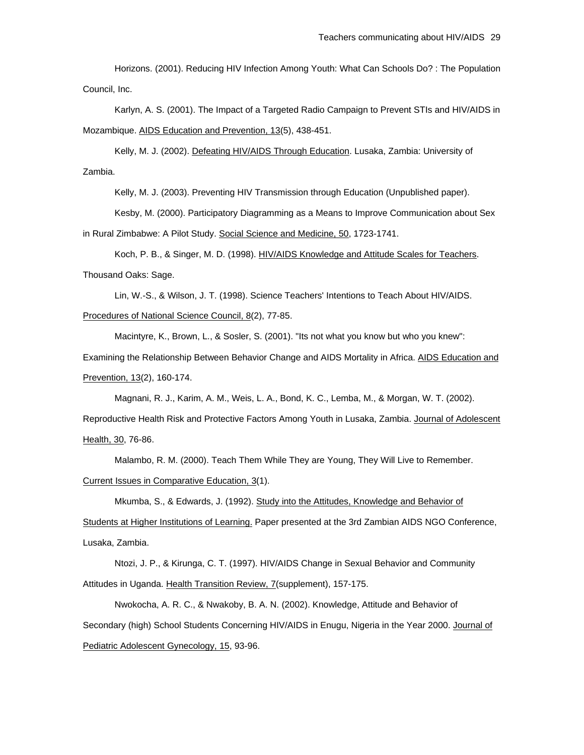Horizons. (2001). Reducing HIV Infection Among Youth: What Can Schools Do? : The Population Council, Inc.

Karlyn, A. S. (2001). The Impact of a Targeted Radio Campaign to Prevent STIs and HIV/AIDS in Mozambique. AIDS Education and Prevention, 13(5), 438-451.

Kelly, M. J. (2002). Defeating HIV/AIDS Through Education. Lusaka, Zambia: University of Zambia.

Kelly, M. J. (2003). Preventing HIV Transmission through Education (Unpublished paper).

Kesby, M. (2000). Participatory Diagramming as a Means to Improve Communication about Sex in Rural Zimbabwe: A Pilot Study. Social Science and Medicine, 50, 1723-1741.

Koch, P. B., & Singer, M. D. (1998). HIV/AIDS Knowledge and Attitude Scales for Teachers. Thousand Oaks: Sage.

Lin, W.-S., & Wilson, J. T. (1998). Science Teachers' Intentions to Teach About HIV/AIDS. Procedures of National Science Council, 8(2), 77-85.

Macintyre, K., Brown, L., & Sosler, S. (2001). "Its not what you know but who you knew": Examining the Relationship Between Behavior Change and AIDS Mortality in Africa. AIDS Education and Prevention, 13(2), 160-174.

Magnani, R. J., Karim, A. M., Weis, L. A., Bond, K. C., Lemba, M., & Morgan, W. T. (2002). Reproductive Health Risk and Protective Factors Among Youth in Lusaka, Zambia. Journal of Adolescent Health, 30, 76-86.

Malambo, R. M. (2000). Teach Them While They are Young, They Will Live to Remember. Current Issues in Comparative Education, 3(1).

Mkumba, S., & Edwards, J. (1992). Study into the Attitudes, Knowledge and Behavior of Students at Higher Institutions of Learning. Paper presented at the 3rd Zambian AIDS NGO Conference, Lusaka, Zambia.

Ntozi, J. P., & Kirunga, C. T. (1997). HIV/AIDS Change in Sexual Behavior and Community Attitudes in Uganda. Health Transition Review, 7(supplement), 157-175.

Nwokocha, A. R. C., & Nwakoby, B. A. N. (2002). Knowledge, Attitude and Behavior of Secondary (high) School Students Concerning HIV/AIDS in Enugu, Nigeria in the Year 2000. Journal of Pediatric Adolescent Gynecology, 15, 93-96.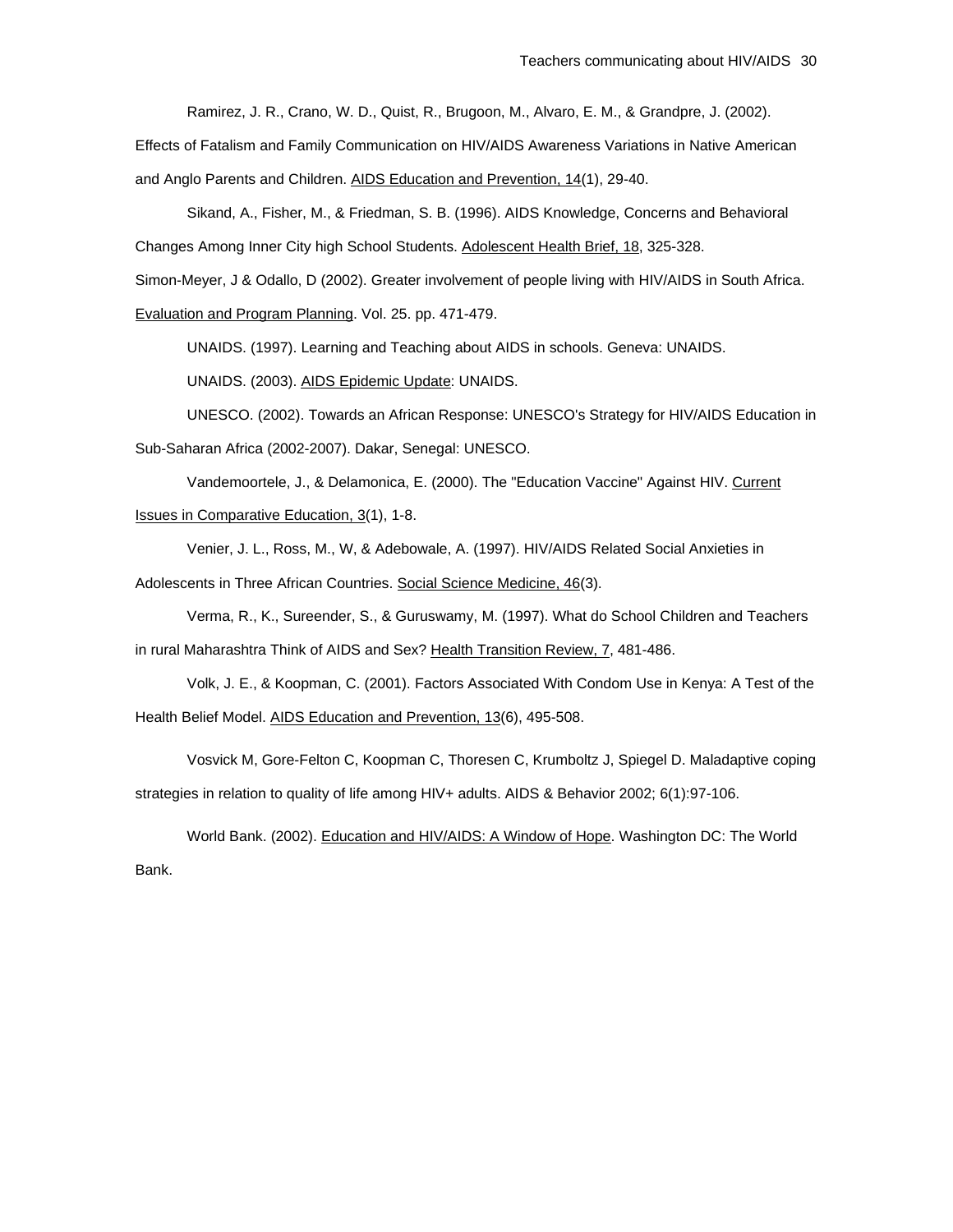Ramirez, J. R., Crano, W. D., Quist, R., Brugoon, M., Alvaro, E. M., & Grandpre, J. (2002). Effects of Fatalism and Family Communication on HIV/AIDS Awareness Variations in Native American and Anglo Parents and Children. AIDS Education and Prevention, 14(1), 29-40.

Sikand, A., Fisher, M., & Friedman, S. B. (1996). AIDS Knowledge, Concerns and Behavioral Changes Among Inner City high School Students. Adolescent Health Brief, 18, 325-328.

Simon-Meyer, J & Odallo, D (2002). Greater involvement of people living with HIV/AIDS in South Africa. Evaluation and Program Planning. Vol. 25. pp. 471-479.

UNAIDS. (1997). Learning and Teaching about AIDS in schools. Geneva: UNAIDS.

UNAIDS. (2003). AIDS Epidemic Update: UNAIDS.

UNESCO. (2002). Towards an African Response: UNESCO's Strategy for HIV/AIDS Education in Sub-Saharan Africa (2002-2007). Dakar, Senegal: UNESCO.

Vandemoortele, J., & Delamonica, E. (2000). The "Education Vaccine" Against HIV. Current Issues in Comparative Education, 3(1), 1-8.

Venier, J. L., Ross, M., W, & Adebowale, A. (1997). HIV/AIDS Related Social Anxieties in Adolescents in Three African Countries. Social Science Medicine, 46(3).

Verma, R., K., Sureender, S., & Guruswamy, M. (1997). What do School Children and Teachers in rural Maharashtra Think of AIDS and Sex? Health Transition Review, 7, 481-486.

Volk, J. E., & Koopman, C. (2001). Factors Associated With Condom Use in Kenya: A Test of the Health Belief Model. AIDS Education and Prevention, 13(6), 495-508.

Vosvick M, Gore-Felton C, Koopman C, Thoresen C, Krumboltz J, Spiegel D. Maladaptive coping strategies in relation to quality of life among HIV+ adults. AIDS & Behavior 2002; 6(1):97-106.

World Bank. (2002). Education and HIV/AIDS: A Window of Hope. Washington DC: The World Bank.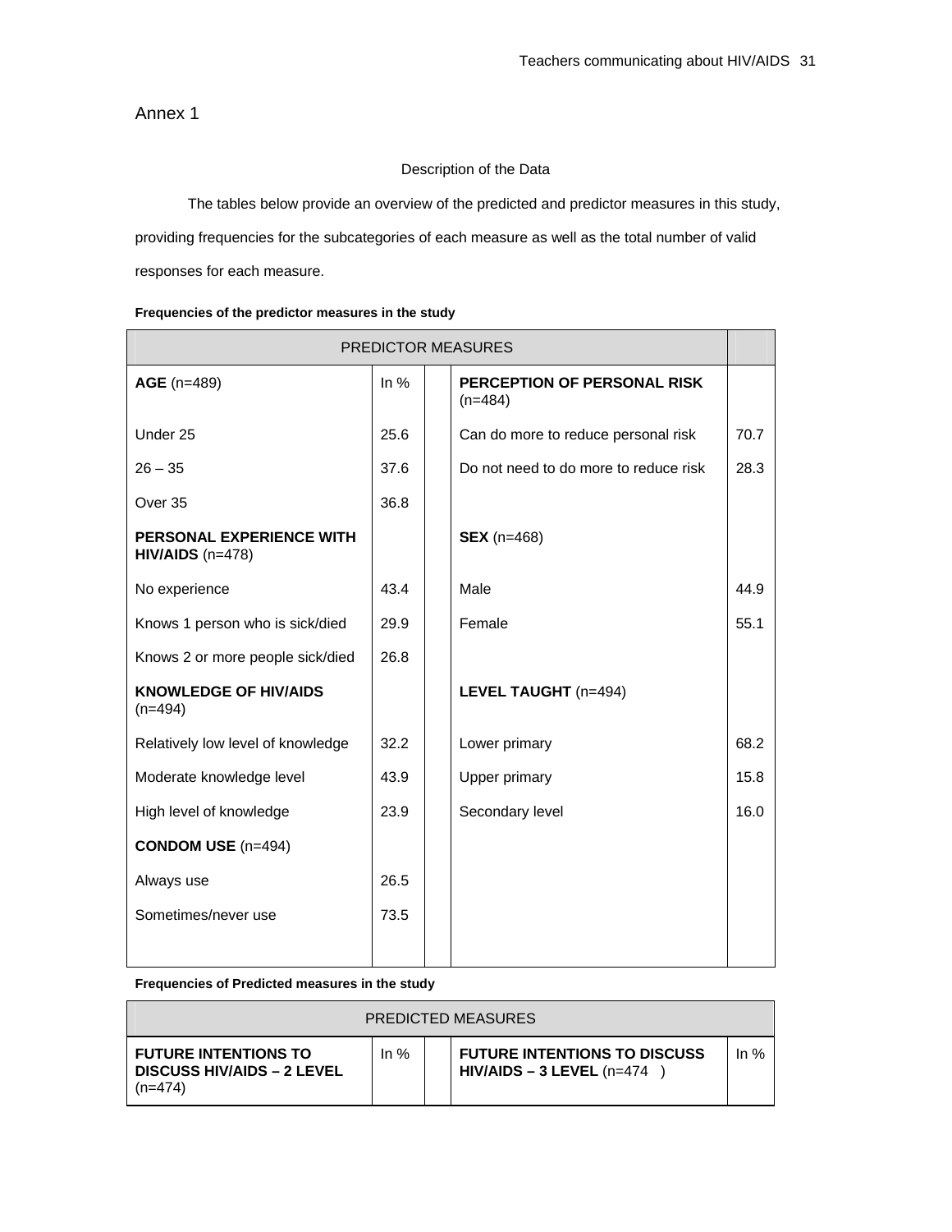## Annex 1

### Description of the Data

The tables below provide an overview of the predicted and predictor measures in this study, providing frequencies for the subcategories of each measure as well as the total number of valid responses for each measure.

**Frequencies of the predictor measures in the study**

| PREDICTOR MEASURES | | | | |
|---|---|---|---|---|
| **AGE** (n=489) | In % | | **PERCEPTION OF PERSONAL RISK** (n=484) | |
| Under 25 | 25.6 | | Can do more to reduce personal risk | 70.7 |
| 26 – 35 | 37.6 | | Do not need to do more to reduce risk | 28.3 |
| Over 35 | 36.8 | | | |
| **PERSONAL EXPERIENCE WITH HIV/AIDS** (n=478) | | | **SEX** (n=468) | |
| No experience | 43.4 | | Male | 44.9 |
| Knows 1 person who is sick/died | 29.9 | | Female | 55.1 |
| Knows 2 or more people sick/died | 26.8 | | | |
| **KNOWLEDGE OF HIV/AIDS** (n=494) | | | **LEVEL TAUGHT** (n=494) | |
| Relatively low level of knowledge | 32.2 | | Lower primary | 68.2 |
| Moderate knowledge level | 43.9 | | Upper primary | 15.8 |
| High level of knowledge | 23.9 | | Secondary level | 16.0 |
| **CONDOM USE** (n=494) | | | | |
| Always use | 26.5 | | | |
| Sometimes/never use | 73.5 | | | |

**Frequencies of Predicted measures in the study**

| PREDICTED MEASURES | | | | |
|---|---|---|---|---|
| **FUTURE INTENTIONS TO DISCUSS HIV/AIDS – 2 LEVEL** (n=474) | In % | | **FUTURE INTENTIONS TO DISCUSS HIV/AIDS – 3 LEVEL** (n=474 ) | In % |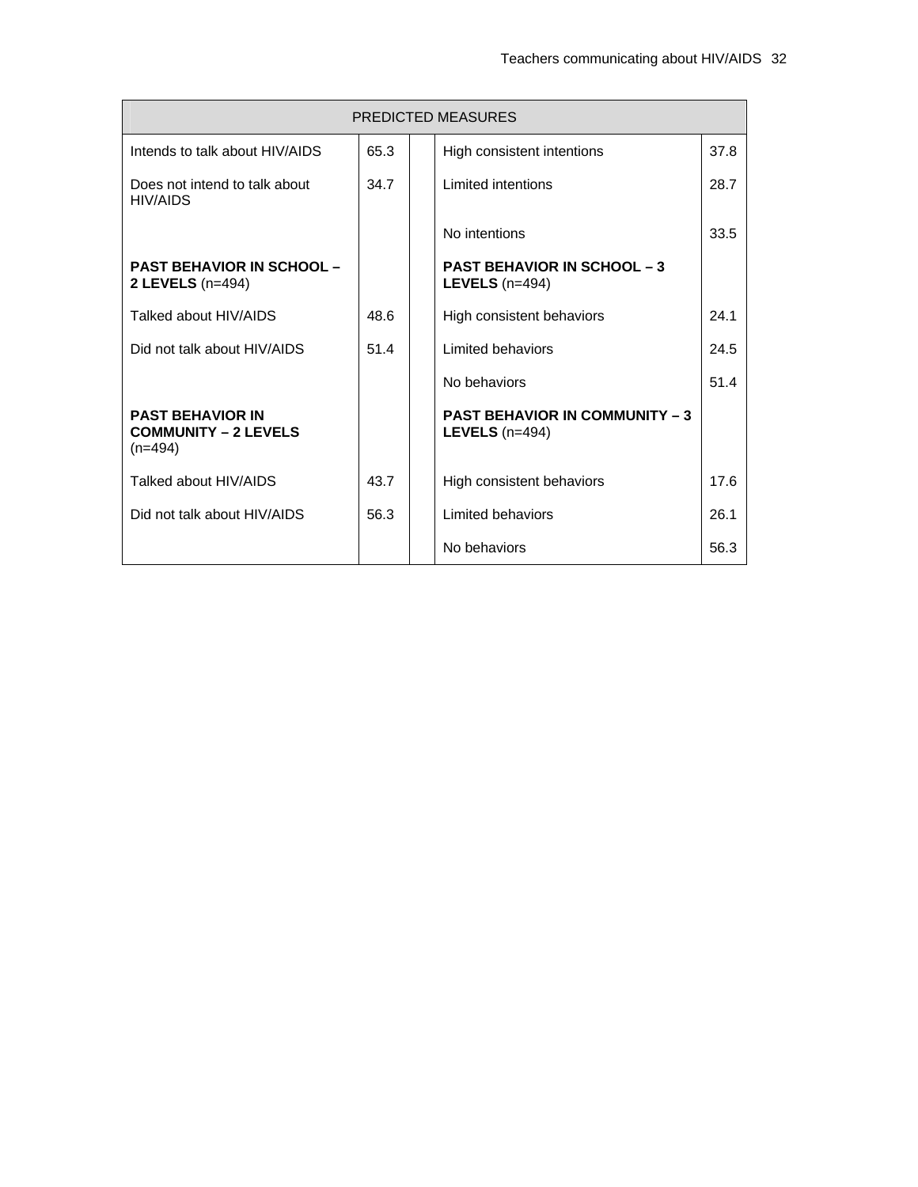| PREDICTED MEASURES | | | | |
|---|---|---|---|---|
| Intends to talk about HIV/AIDS | 65.3 | | High consistent intentions | 37.8 |
| Does not intend to talk about HIV/AIDS | 34.7 | | Limited intentions | 28.7 |
| | | | No intentions | 33.5 |
| **PAST BEHAVIOR IN SCHOOL – 2 LEVELS** (n=494) | | | **PAST BEHAVIOR IN SCHOOL – 3 LEVELS** (n=494) | |
| Talked about HIV/AIDS | 48.6 | | High consistent behaviors | 24.1 |
| Did not talk about HIV/AIDS | 51.4 | | Limited behaviors | 24.5 |
| | | | No behaviors | 51.4 |
| **PAST BEHAVIOR IN COMMUNITY – 2 LEVELS** (n=494) | | | **PAST BEHAVIOR IN COMMUNITY – 3 LEVELS** (n=494) | |
| Talked about HIV/AIDS | 43.7 | | High consistent behaviors | 17.6 |
| Did not talk about HIV/AIDS | 56.3 | | Limited behaviors | 26.1 |
| | | | No behaviors | 56.3 |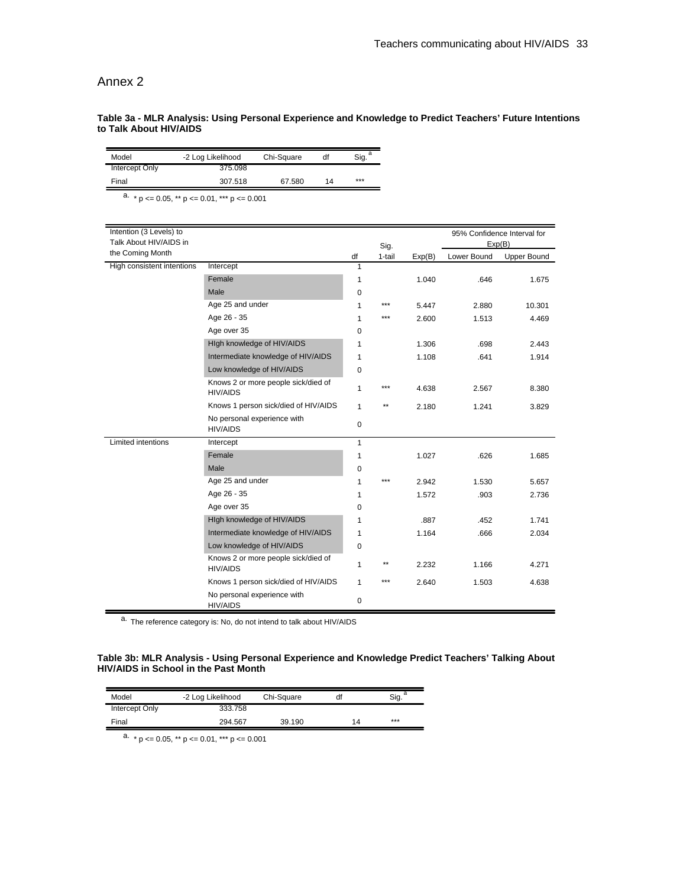# Annex 2

**Table 3a - MLR Analysis: Using Personal Experience and Knowledge to Predict Teachers' Future Intentions to Talk About HIV/AIDS**

| Model | -2 Log Likelihood | Chi-Square | df | Sig. [a] |
|---|---|---|---|---|
| Intercept Only | 375.098 | | | |
| Final | 307.518 | 67.580 | 14 | *** |

a. * p <= 0.05, ** p <= 0.01, *** p <= 0.001

| Intention (3 Levels) to Talk About HIV/AIDS in the Coming Month | | df | Sig. 1-tail | Exp(B) | 95% Confidence Interval for Exp(B) | |
|---|---|---|---|---|---|---|
| | | | | | Lower Bound | Upper Bound |
| High consistent intentions | Intercept | 1 | | | | |
| | Female | 1 | | 1.040 | .646 | 1.675 |
| | Male | 0 | | | | |
| | Age 25 and under | 1 | *** | 5.447 | 2.880 | 10.301 |
| | Age 26 - 35 | 1 | *** | 2.600 | 1.513 | 4.469 |
| | Age over 35 | 0 | | | | |
| | HIgh knowledge of HIV/AIDS | 1 | | 1.306 | .698 | 2.443 |
| | Intermediate knowledge of HIV/AIDS | 1 | | 1.108 | .641 | 1.914 |
| | Low knowledge of HIV/AIDS | 0 | | | | |
| | Knows 2 or more people sick/died of HIV/AIDS | 1 | *** | 4.638 | 2.567 | 8.380 |
| | Knows 1 person sick/died of HIV/AIDS | 1 | ** | 2.180 | 1.241 | 3.829 |
| | No personal experience with HIV/AIDS | 0 | | | | |
| Limited intentions | Intercept | 1 | | | | |
| | Female | 1 | | 1.027 | .626 | 1.685 |
| | Male | 0 | | | | |
| | Age 25 and under | 1 | *** | 2.942 | 1.530 | 5.657 |
| | Age 26 - 35 | 1 | | 1.572 | .903 | 2.736 |
| | Age over 35 | 0 | | | | |
| | HIgh knowledge of HIV/AIDS | 1 | | .887 | .452 | 1.741 |
| | Intermediate knowledge of HIV/AIDS | 1 | | 1.164 | .666 | 2.034 |
| | Low knowledge of HIV/AIDS | 0 | | | | |
| | Knows 2 or more people sick/died of HIV/AIDS | 1 | ** | 2.232 | 1.166 | 4.271 |
| | Knows 1 person sick/died of HIV/AIDS | 1 | *** | 2.640 | 1.503 | 4.638 |
| | No personal experience with HIV/AIDS | 0 | | | | |

a. The reference category is: No, do not intend to talk about HIV/AIDS

**Table 3b: MLR Analysis - Using Personal Experience and Knowledge Predict Teachers' Talking About HIV/AIDS in School in the Past Month**

| Model | -2 Log Likelihood | Chi-Square | df | Sig. [a] |
|---|---|---|---|---|
| Intercept Only | 333.758 | | | |
| Final | 294.567 | 39.190 | 14 | *** |

a. * p <= 0.05, ** p <= 0.01, *** p <= 0.001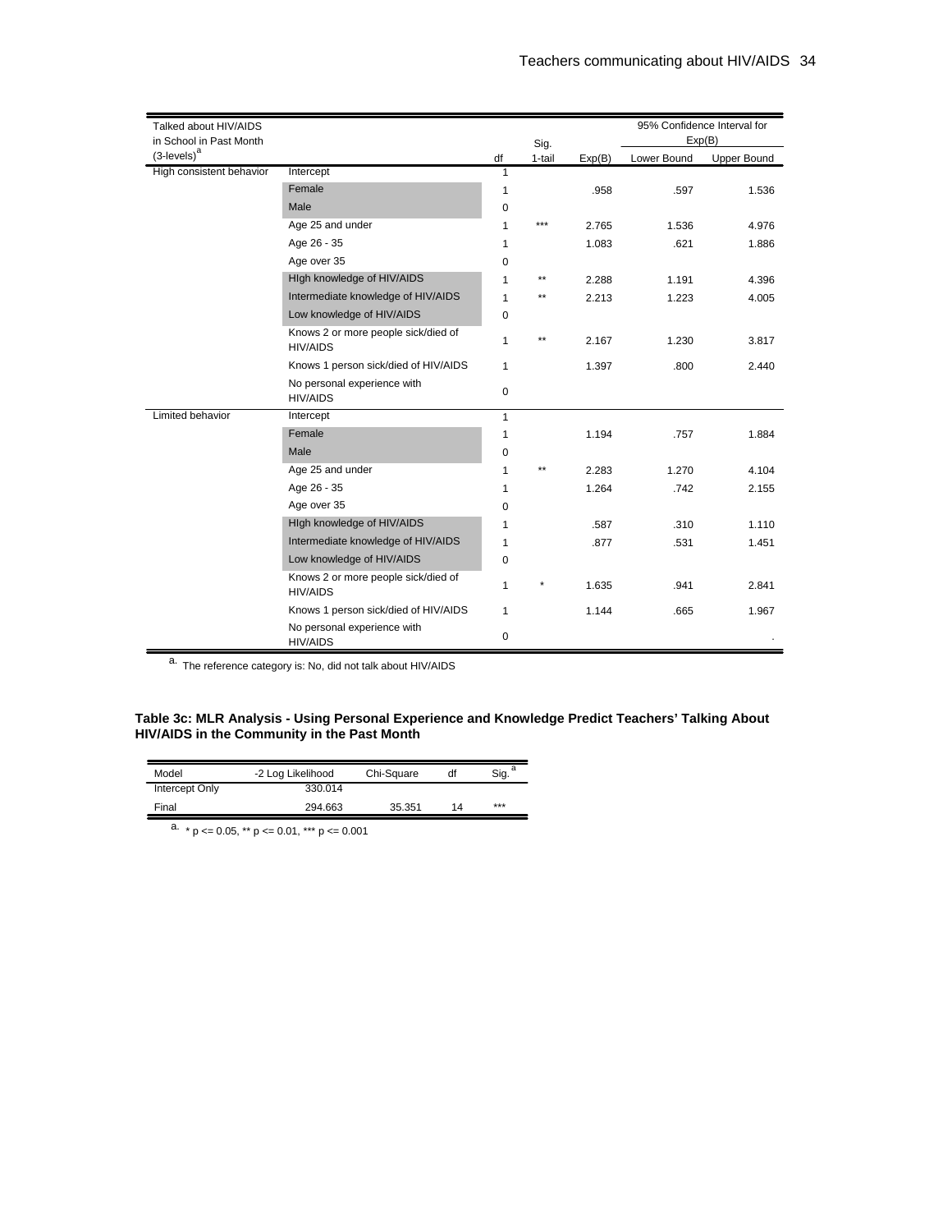| Talked about HIV/AIDS in School in Past Month (3-levels)[a] | | df | Sig. 1-tail | Exp(B) | 95% Confidence Interval for Exp(B) Lower Bound | Upper Bound |
|---|---|---|---|---|---|---|
| High consistent behavior | Intercept | 1 | | | | |
| | Female | 1 | | .958 | .597 | 1.536 |
| | Male | 0 | | | | |
| | Age 25 and under | 1 | *** | 2.765 | 1.536 | 4.976 |
| | Age 26 - 35 | 1 | | 1.083 | .621 | 1.886 |
| | Age over 35 | 0 | | | | |
| | HIgh knowledge of HIV/AIDS | 1 | ** | 2.288 | 1.191 | 4.396 |
| | Intermediate knowledge of HIV/AIDS | 1 | ** | 2.213 | 1.223 | 4.005 |
| | Low knowledge of HIV/AIDS | 0 | | | | |
| | Knows 2 or more people sick/died of HIV/AIDS | 1 | ** | 2.167 | 1.230 | 3.817 |
| | Knows 1 person sick/died of HIV/AIDS | 1 | | 1.397 | .800 | 2.440 |
| | No personal experience with HIV/AIDS | 0 | | | | |
| Limited behavior | Intercept | 1 | | | | |
| | Female | 1 | | 1.194 | .757 | 1.884 |
| | Male | 0 | | | | |
| | Age 25 and under | 1 | ** | 2.283 | 1.270 | 4.104 |
| | Age 26 - 35 | 1 | | 1.264 | .742 | 2.155 |
| | Age over 35 | 0 | | | | |
| | HIgh knowledge of HIV/AIDS | 1 | | .587 | .310 | 1.110 |
| | Intermediate knowledge of HIV/AIDS | 1 | | .877 | .531 | 1.451 |
| | Low knowledge of HIV/AIDS | 0 | | | | |
| | Knows 2 or more people sick/died of HIV/AIDS | 1 | * | 1.635 | .941 | 2.841 |
| | Knows 1 person sick/died of HIV/AIDS | 1 | | 1.144 | .665 | 1.967 |
| | No personal experience with HIV/AIDS | 0 | | | | . |

a. The reference category is: No, did not talk about HIV/AIDS

**Table 3c: MLR Analysis - Using Personal Experience and Knowledge Predict Teachers' Talking About HIV/AIDS in the Community in the Past Month**

| Model | -2 Log Likelihood | Chi-Square | df | Sig.[a] |
|---|---|---|---|---|
| Intercept Only | 330.014 | | | |
| Final | 294.663 | 35.351 | 14 | *** |

a. * p <= 0.05, ** p <= 0.01, *** p <= 0.001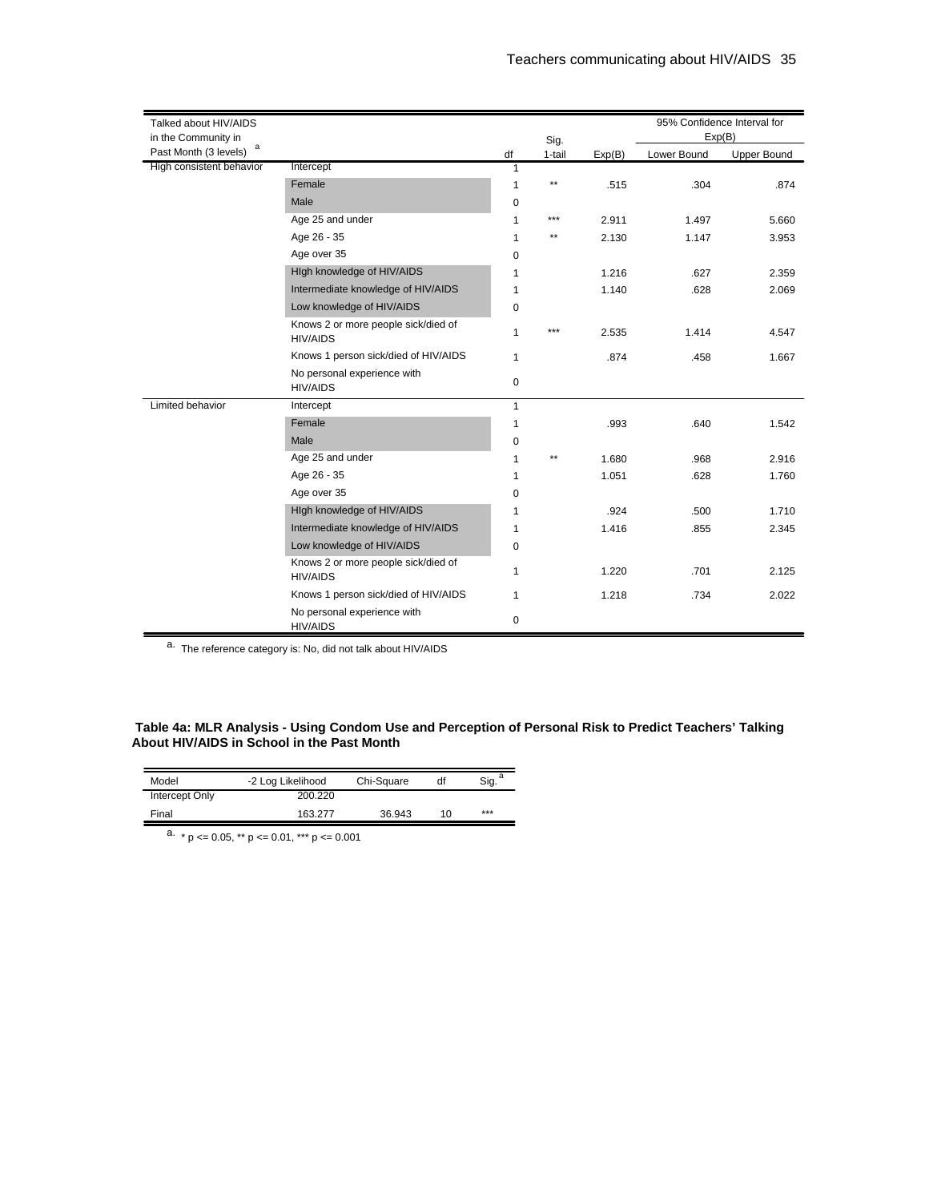| Talked about HIV/AIDS in the Community in Past Month (3 levels) [a] | | df | Sig. 1-tail | Exp(B) | 95% Confidence Interval for Exp(B) | |
|---|---|---|---|---|---|---|
| | | | | | Lower Bound | Upper Bound |
| High consistent behavior | Intercept | 1 | | | | |
| | Female | 1 | ** | .515 | .304 | .874 |
| | Male | 0 | | | | |
| | Age 25 and under | 1 | *** | 2.911 | 1.497 | 5.660 |
| | Age 26 - 35 | 1 | ** | 2.130 | 1.147 | 3.953 |
| | Age over 35 | 0 | | | | |
| | HIgh knowledge of HIV/AIDS | 1 | | 1.216 | .627 | 2.359 |
| | Intermediate knowledge of HIV/AIDS | 1 | | 1.140 | .628 | 2.069 |
| | Low knowledge of HIV/AIDS | 0 | | | | |
| | Knows 2 or more people sick/died of HIV/AIDS | 1 | *** | 2.535 | 1.414 | 4.547 |
| | Knows 1 person sick/died of HIV/AIDS | 1 | | .874 | .458 | 1.667 |
| | No personal experience with HIV/AIDS | 0 | | | | |
| Limited behavior | Intercept | 1 | | | | |
| | Female | 1 | | .993 | .640 | 1.542 |
| | Male | 0 | | | | |
| | Age 25 and under | 1 | ** | 1.680 | .968 | 2.916 |
| | Age 26 - 35 | 1 | | 1.051 | .628 | 1.760 |
| | Age over 35 | 0 | | | | |
| | HIgh knowledge of HIV/AIDS | 1 | | .924 | .500 | 1.710 |
| | Intermediate knowledge of HIV/AIDS | 1 | | 1.416 | .855 | 2.345 |
| | Low knowledge of HIV/AIDS | 0 | | | | |
| | Knows 2 or more people sick/died of HIV/AIDS | 1 | | 1.220 | .701 | 2.125 |
| | Knows 1 person sick/died of HIV/AIDS | 1 | | 1.218 | .734 | 2.022 |
| | No personal experience with HIV/AIDS | 0 | | | | |

a. The reference category is: No, did not talk about HIV/AIDS

**Table 4a: MLR Analysis - Using Condom Use and Perception of Personal Risk to Predict Teachers' Talking About HIV/AIDS in School in the Past Month**

| Model | -2 Log Likelihood | Chi-Square | df | Sig. [a] |
|---|---|---|---|---|
| Intercept Only | 200.220 | | | |
| Final | 163.277 | 36.943 | 10 | *** |

a. * p <= 0.05, ** p <= 0.01, *** p <= 0.001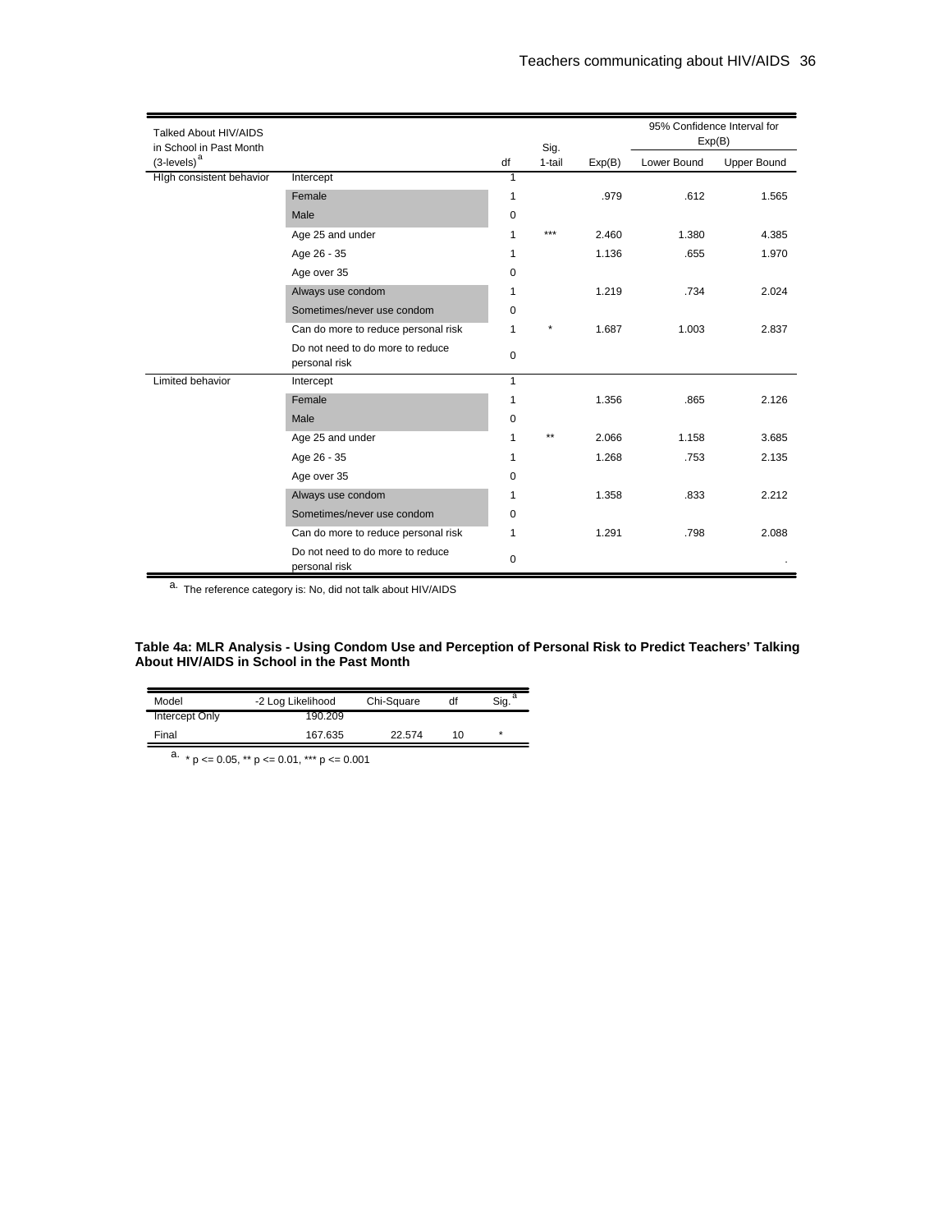| Talked About HIV/AIDS in School in Past Month (3-levels)[a] | | df | Sig. 1-tail | Exp(B) | 95% Confidence Interval for Exp(B) | |
|---|---|---|---|---|---|---|
| | | | | | Lower Bound | Upper Bound |
| HIgh consistent behavior | Intercept | 1 | | | | |
| | Female | 1 | | .979 | .612 | 1.565 |
| | Male | 0 | | | | |
| | Age 25 and under | 1 | *** | 2.460 | 1.380 | 4.385 |
| | Age 26 - 35 | 1 | | 1.136 | .655 | 1.970 |
| | Age over 35 | 0 | | | | |
| | Always use condom | 1 | | 1.219 | .734 | 2.024 |
| | Sometimes/never use condom | 0 | | | | |
| | Can do more to reduce personal risk | 1 | * | 1.687 | 1.003 | 2.837 |
| | Do not need to do more to reduce personal risk | 0 | | | | |
| Limited behavior | Intercept | 1 | | | | |
| | Female | 1 | | 1.356 | .865 | 2.126 |
| | Male | 0 | | | | |
| | Age 25 and under | 1 | ** | 2.066 | 1.158 | 3.685 |
| | Age 26 - 35 | 1 | | 1.268 | .753 | 2.135 |
| | Age over 35 | 0 | | | | |
| | Always use condom | 1 | | 1.358 | .833 | 2.212 |
| | Sometimes/never use condom | 0 | | | | |
| | Can do more to reduce personal risk | 1 | | 1.291 | .798 | 2.088 |
| | Do not need to do more to reduce personal risk | 0 | | | | . |

a. The reference category is: No, did not talk about HIV/AIDS

**Table 4a: MLR Analysis - Using Condom Use and Perception of Personal Risk to Predict Teachers' Talking About HIV/AIDS in School in the Past Month**

| Model | -2 Log Likelihood | Chi-Square | df | Sig.[a] |
|---|---|---|---|---|
| Intercept Only | 190.209 | | | |
| Final | 167.635 | 22.574 | 10 | * |

a. * p <= 0.05, ** p <= 0.01, *** p <= 0.001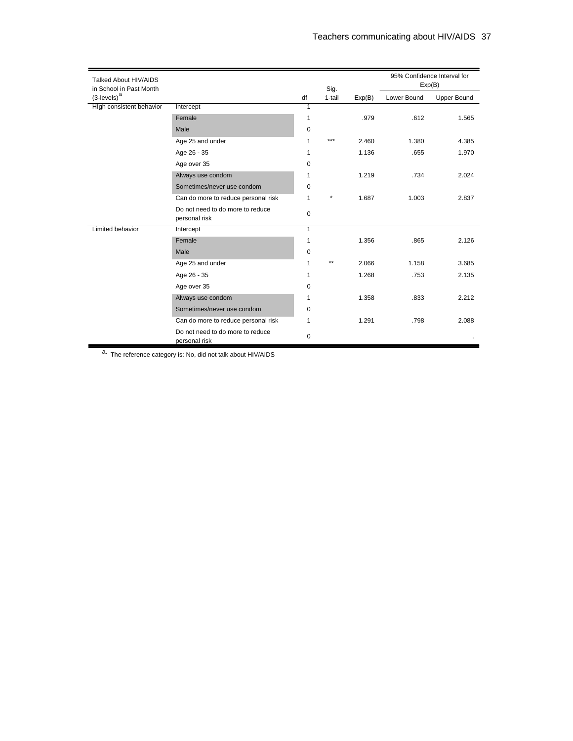| Talked About HIV/AIDS in School in Past Month (3-levels)[a] | | df | Sig. 1-tail | Exp(B) | 95% Confidence Interval for Exp(B) | |
|---|---|---|---|---|---|---|
| | | | | | Lower Bound | Upper Bound |
| HIgh consistent behavior | Intercept | 1 | | | | |
| | Female | 1 | | .979 | .612 | 1.565 |
| | Male | 0 | | | | |
| | Age 25 and under | 1 | *** | 2.460 | 1.380 | 4.385 |
| | Age 26 - 35 | 1 | | 1.136 | .655 | 1.970 |
| | Age over 35 | 0 | | | | |
| | Always use condom | 1 | | 1.219 | .734 | 2.024 |
| | Sometimes/never use condom | 0 | | | | |
| | Can do more to reduce personal risk | 1 | * | 1.687 | 1.003 | 2.837 |
| | Do not need to do more to reduce personal risk | 0 | | | | |
| Limited behavior | Intercept | 1 | | | | |
| | Female | 1 | | 1.356 | .865 | 2.126 |
| | Male | 0 | | | | |
| | Age 25 and under | 1 | ** | 2.066 | 1.158 | 3.685 |
| | Age 26 - 35 | 1 | | 1.268 | .753 | 2.135 |
| | Age over 35 | 0 | | | | |
| | Always use condom | 1 | | 1.358 | .833 | 2.212 |
| | Sometimes/never use condom | 0 | | | | |
| | Can do more to reduce personal risk | 1 | | 1.291 | .798 | 2.088 |
| | Do not need to do more to reduce personal risk | 0 | | | | . |

a. The reference category is: No, did not talk about HIV/AIDS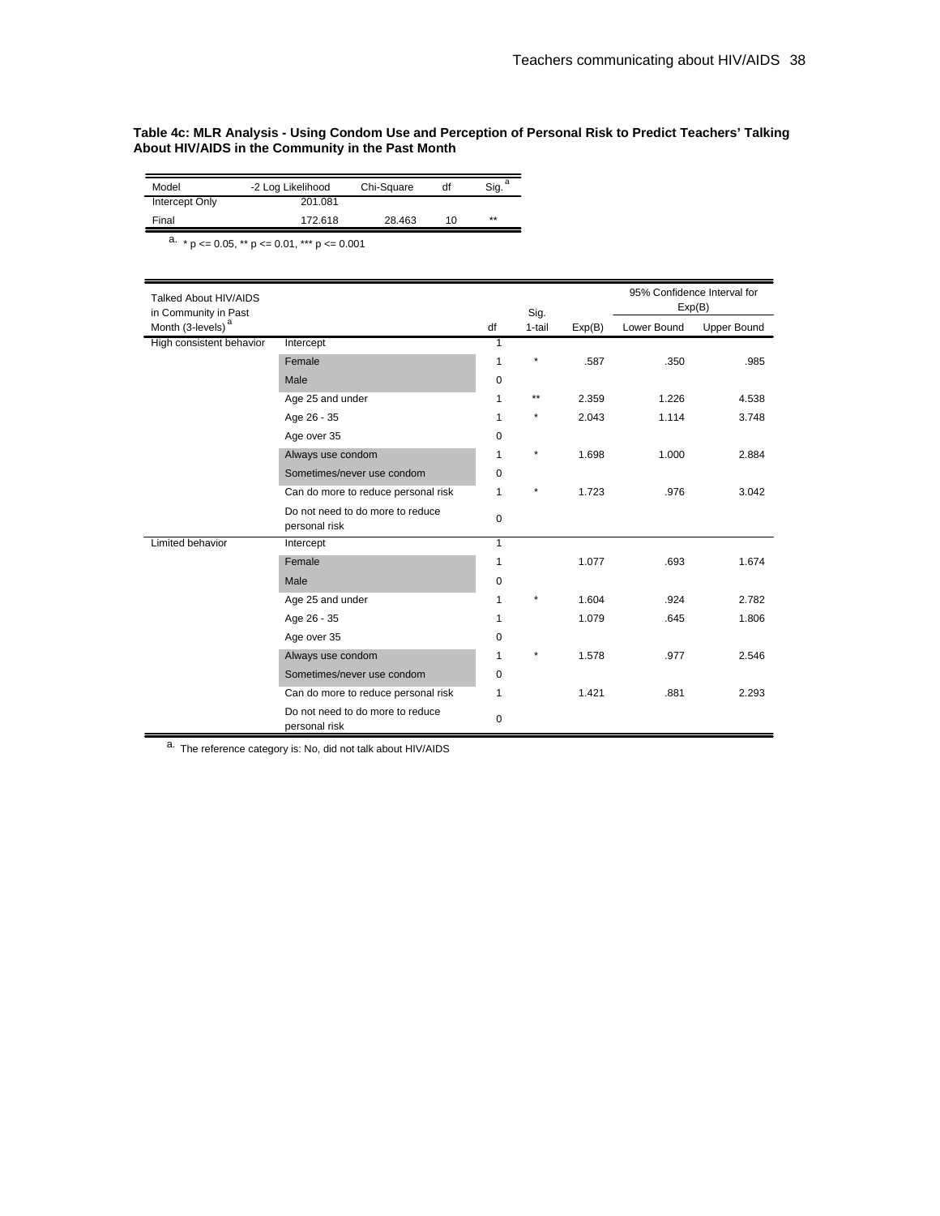**Table 4c: MLR Analysis - Using Condom Use and Perception of Personal Risk to Predict Teachers' Talking About HIV/AIDS in the Community in the Past Month**

| Model | -2 Log Likelihood | Chi-Square | df | Sig. [a] |
|---|---|---|---|---|
| Intercept Only | 201.081 | | | |
| Final | 172.618 | 28.463 | 10 | ** |

a. * p <= 0.05, ** p <= 0.01, *** p <= 0.001

| Talked About HIV/AIDS in Community in Past Month (3-levels) [a] | | df | Sig. 1-tail | Exp(B) | 95% Confidence Interval for Exp(B) | |
|---|---|---|---|---|---|---|
| | | | | | Lower Bound | Upper Bound |
| High consistent behavior | Intercept | 1 | | | | |
| | Female | 1 | * | .587 | .350 | .985 |
| | Male | 0 | | | | |
| | Age 25 and under | 1 | ** | 2.359 | 1.226 | 4.538 |
| | Age 26 - 35 | 1 | * | 2.043 | 1.114 | 3.748 |
| | Age over 35 | 0 | | | | |
| | Always use condom | 1 | * | 1.698 | 1.000 | 2.884 |
| | Sometimes/never use condom | 0 | | | | |
| | Can do more to reduce personal risk | 1 | * | 1.723 | .976 | 3.042 |
| | Do not need to do more to reduce personal risk | 0 | | | | |
| Limited behavior | Intercept | 1 | | | | |
| | Female | 1 | | 1.077 | .693 | 1.674 |
| | Male | 0 | | | | |
| | Age 25 and under | 1 | * | 1.604 | .924 | 2.782 |
| | Age 26 - 35 | 1 | | 1.079 | .645 | 1.806 |
| | Age over 35 | 0 | | | | |
| | Always use condom | 1 | * | 1.578 | .977 | 2.546 |
| | Sometimes/never use condom | 0 | | | | |
| | Can do more to reduce personal risk | 1 | | 1.421 | .881 | 2.293 |
| | Do not need to do more to reduce personal risk | 0 | | | | |

a. The reference category is: No, did not talk about HIV/AIDS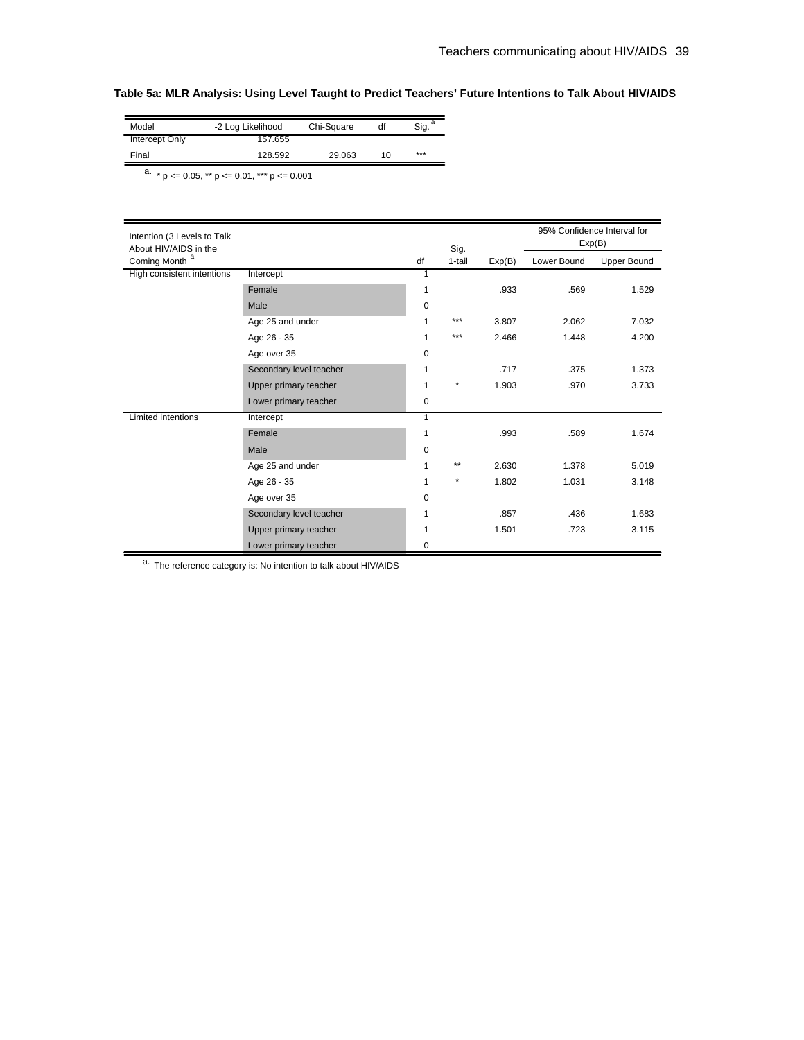**Table 5a: MLR Analysis: Using Level Taught to Predict Teachers' Future Intentions to Talk About HIV/AIDS**

| Model | -2 Log Likelihood | Chi-Square | df | Sig. [a] |
|---|---|---|---|---|
| Intercept Only | 157.655 | | | |
| Final | 128.592 | 29.063 | 10 | *** |

a. * p <= 0.05, ** p <= 0.01, *** p <= 0.001

| Intention (3 Levels to Talk About HIV/AIDS in the Coming Month [a] | | df | Sig. 1-tail | Exp(B) | 95% Confidence Interval for Exp(B) | |
|---|---|---|---|---|---|---|
| | | | | | Lower Bound | Upper Bound |
| High consistent intentions | Intercept | 1 | | | | |
| | Female | 1 | | .933 | .569 | 1.529 |
| | Male | 0 | | | | |
| | Age 25 and under | 1 | *** | 3.807 | 2.062 | 7.032 |
| | Age 26 - 35 | 1 | *** | 2.466 | 1.448 | 4.200 |
| | Age over 35 | 0 | | | | |
| | Secondary level teacher | 1 | | .717 | .375 | 1.373 |
| | Upper primary teacher | 1 | * | 1.903 | .970 | 3.733 |
| | Lower primary teacher | 0 | | | | |
| Limited intentions | Intercept | 1 | | | | |
| | Female | 1 | | .993 | .589 | 1.674 |
| | Male | 0 | | | | |
| | Age 25 and under | 1 | ** | 2.630 | 1.378 | 5.019 |
| | Age 26 - 35 | 1 | * | 1.802 | 1.031 | 3.148 |
| | Age over 35 | 0 | | | | |
| | Secondary level teacher | 1 | | .857 | .436 | 1.683 |
| | Upper primary teacher | 1 | | 1.501 | .723 | 3.115 |
| | Lower primary teacher | 0 | | | | |

a. The reference category is: No intention to talk about HIV/AIDS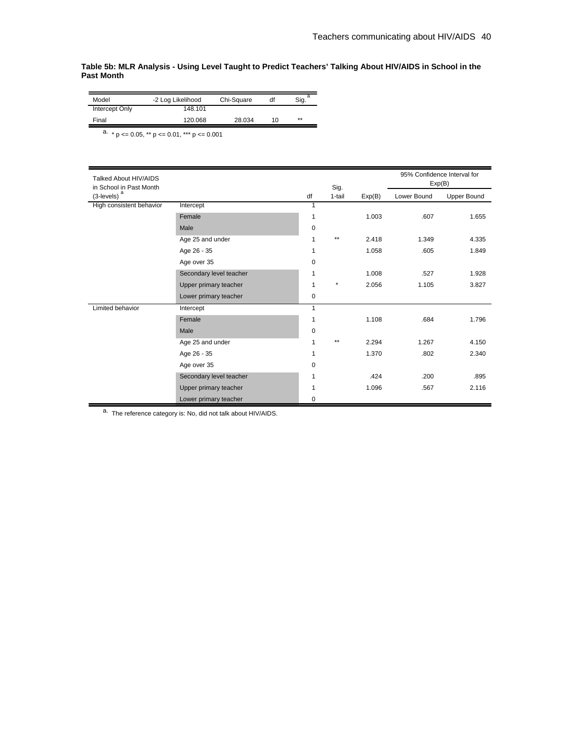**Table 5b: MLR Analysis - Using Level Taught to Predict Teachers' Talking About HIV/AIDS in School in the Past Month**

| Model | -2 Log Likelihood | Chi-Square | df | Sig. [a] |
|---|---|---|---|---|
| Intercept Only | 148.101 | | | |
| Final | 120.068 | 28.034 | 10 | ** |

a. * p <= 0.05, ** p <= 0.01, *** p <= 0.001

| Talked About HIV/AIDS in School in Past Month (3-levels) [a] | | df | Sig. 1-tail | Exp(B) | 95% Confidence Interval for Exp(B) Lower Bound | Upper Bound |
|---|---|---|---|---|---|---|
| High consistent behavior | Intercept | 1 | | | | |
| | Female | 1 | | 1.003 | .607 | 1.655 |
| | Male | 0 | | | | |
| | Age 25 and under | 1 | ** | 2.418 | 1.349 | 4.335 |
| | Age 26 - 35 | 1 | | 1.058 | .605 | 1.849 |
| | Age over 35 | 0 | | | | |
| | Secondary level teacher | 1 | | 1.008 | .527 | 1.928 |
| | Upper primary teacher | 1 | * | 2.056 | 1.105 | 3.827 |
| | Lower primary teacher | 0 | | | | |
| Limited behavior | Intercept | 1 | | | | |
| | Female | 1 | | 1.108 | .684 | 1.796 |
| | Male | 0 | | | | |
| | Age 25 and under | 1 | ** | 2.294 | 1.267 | 4.150 |
| | Age 26 - 35 | 1 | | 1.370 | .802 | 2.340 |
| | Age over 35 | 0 | | | | |
| | Secondary level teacher | 1 | | .424 | .200 | .895 |
| | Upper primary teacher | 1 | | 1.096 | .567 | 2.116 |
| | Lower primary teacher | 0 | | | | |

a. The reference category is: No, did not talk about HIV/AIDS.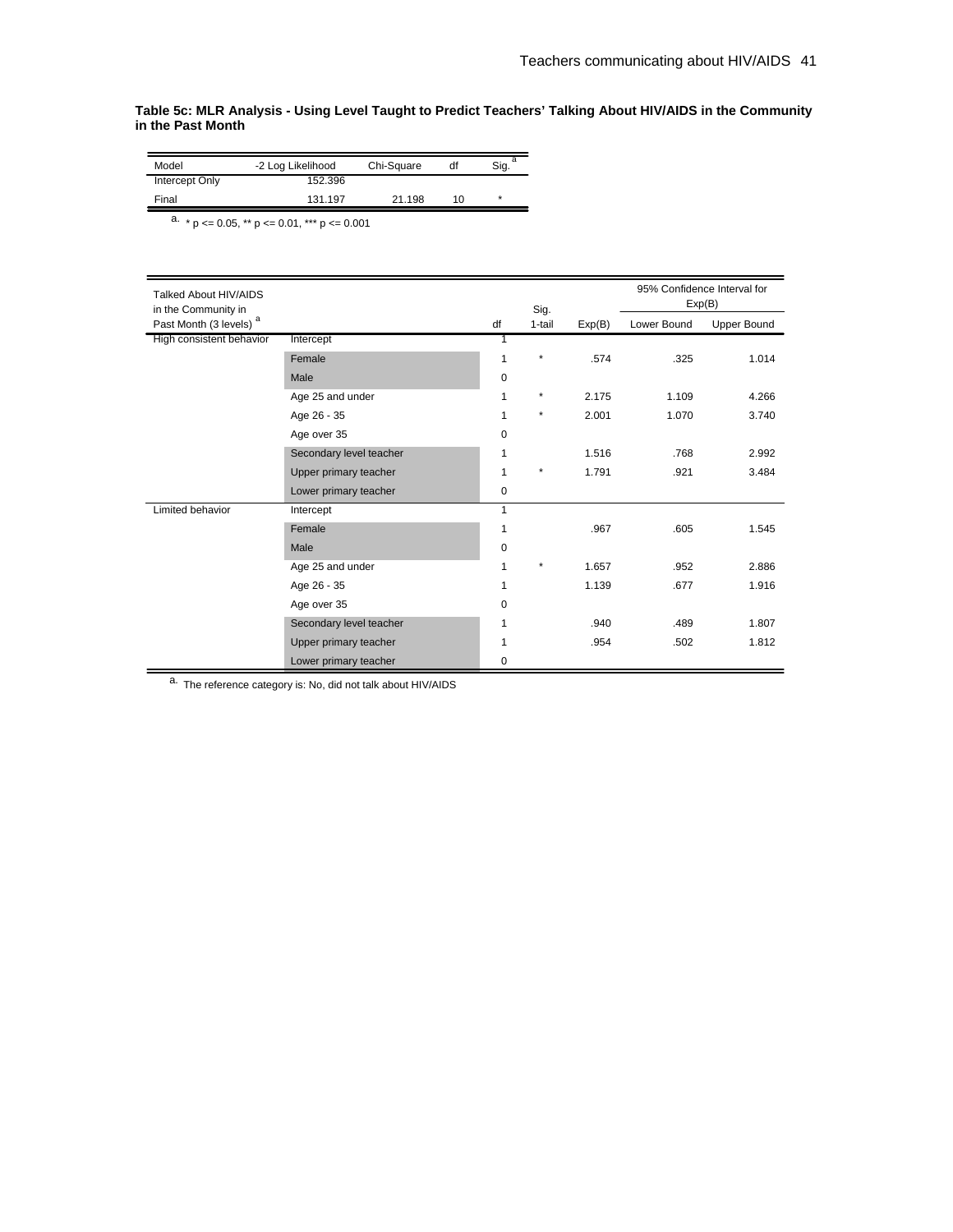**Table 5c: MLR Analysis - Using Level Taught to Predict Teachers' Talking About HIV/AIDS in the Community in the Past Month**

| Model | -2 Log Likelihood | Chi-Square | df | Sig. [a] |
|---|---|---|---|---|
| Intercept Only | 152.396 | | | |
| Final | 131.197 | 21.198 | 10 | * |

a. * p <= 0.05, ** p <= 0.01, *** p <= 0.001

| Talked About HIV/AIDS in the Community in Past Month (3 levels) [a] | | df | Sig. 1-tail | Exp(B) | 95% Confidence Interval for Exp(B) | |
|---|---|---|---|---|---|---|
| | | | | | Lower Bound | Upper Bound |
| High consistent behavior | Intercept | 1 | | | | |
| | Female | 1 | * | .574 | .325 | 1.014 |
| | Male | 0 | | | | |
| | Age 25 and under | 1 | * | 2.175 | 1.109 | 4.266 |
| | Age 26 - 35 | 1 | * | 2.001 | 1.070 | 3.740 |
| | Age over 35 | 0 | | | | |
| | Secondary level teacher | 1 | | 1.516 | .768 | 2.992 |
| | Upper primary teacher | 1 | * | 1.791 | .921 | 3.484 |
| | Lower primary teacher | 0 | | | | |
| Limited behavior | Intercept | 1 | | | | |
| | Female | 1 | | .967 | .605 | 1.545 |
| | Male | 0 | | | | |
| | Age 25 and under | 1 | * | 1.657 | .952 | 2.886 |
| | Age 26 - 35 | 1 | | 1.139 | .677 | 1.916 |
| | Age over 35 | 0 | | | | |
| | Secondary level teacher | 1 | | .940 | .489 | 1.807 |
| | Upper primary teacher | 1 | | .954 | .502 | 1.812 |
| | Lower primary teacher | 0 | | | | |

a. The reference category is: No, did not talk about HIV/AIDS